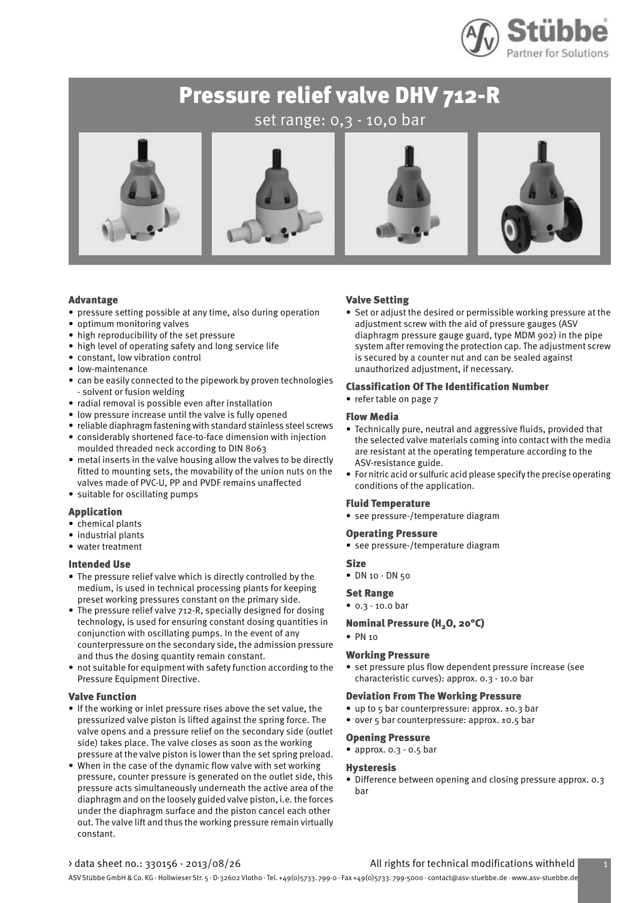# Pressure relief valve DHV 712-R

set range: 0,3 - 10,0 bar

### Advantage

- pressure setting possible at any time, also during operation
- optimum monitoring valves
- high reproducibility of the set pressure
- high level of operating safety and long service life
- constant, low vibration control
- low-maintenance
- can be easily connected to the pipework by proven technologies - solvent or fusion welding
- radial removal is possible even after installation
- low pressure increase until the valve is fully opened
- reliable diaphragm fastening with standard stainless steel screws
- considerably shortened face-to-face dimension with injection moulded threaded neck according to DIN 8063
- metal inserts in the valve housing allow the valves to be directly fitted to mounting sets, the movability of the union nuts on the valves made of PVC-U, PP and PVDF remains unaffected
- suitable for oscillating pumps

### Application

- chemical plants
- industrial plants
- water treatment

### Intended Use

- The pressure relief valve which is directly controlled by the medium, is used in technical processing plants for keeping preset working pressures constant on the primary side.
- The pressure relief valve 712-R, specially designed for dosing technology, is used for ensuring constant dosing quantities in conjunction with oscillating pumps. In the event of any counterpressure on the secondary side, the admission pressure and thus the dosing quantity remain constant.
- not suitable for equipment with safety function according to the Pressure Equipment Directive.

### Valve Function

- If the working or inlet pressure rises above the set value, the pressurized valve piston is lifted against the spring force. The valve opens and a pressure relief on the secondary side (outlet side) takes place. The valve closes as soon as the working pressure at the valve piston is lower than the set spring preload.
- When in the case of the dynamic flow valve with set working pressure, counter pressure is generated on the outlet side, this pressure acts simultaneously underneath the active area of the diaphragm and on the loosely guided valve piston, i.e. the forces under the diaphragm surface and the piston cancel each other out. The valve lift and thus the working pressure remain virtually constant.

### Valve Setting

- Set or adjust the desired or permissible working pressure at the adjustment screw with the aid of pressure gauges (ASV diaphragm pressure gauge guard, type MDM 902) in the pipe system after removing the protection cap. The adjustment screw is secured by a counter nut and can be sealed against unauthorized adjustment, if necessary.

### Classification Of The Identification Number

- refer table on page 7

### Flow Media

- Technically pure, neutral and aggressive fluids, provided that the selected valve materials coming into contact with the media are resistant at the operating temperature according to the ASV-resistance guide.
- For nitric acid or sulfuric acid please specify the precise operating conditions of the application.

### Fluid Temperature

- see pressure-/temperature diagram

### Operating Pressure

- see pressure-/temperature diagram

### Size

- DN 10 - DN 50

### Set Range

- 0.3 - 10.0 bar

### Nominal Pressure ($H_2O$, 20°C)

- PN 10

### Working Pressure

- set pressure plus flow dependent pressure increase (see characteristic curves): approx. 0.3 - 10.0 bar

### Deviation From The Working Pressure

- up to 5 bar counterpressure: approx. ±0.3 bar
- over 5 bar counterpressure: approx. ±0.5 bar

### Opening Pressure

- approx. 0.3 - 0.5 bar

### Hysteresis

- Difference between opening and closing pressure approx. 0.3 bar

› data sheet no.: 330156 - 2013/08/26

All rights for technical modifications withheld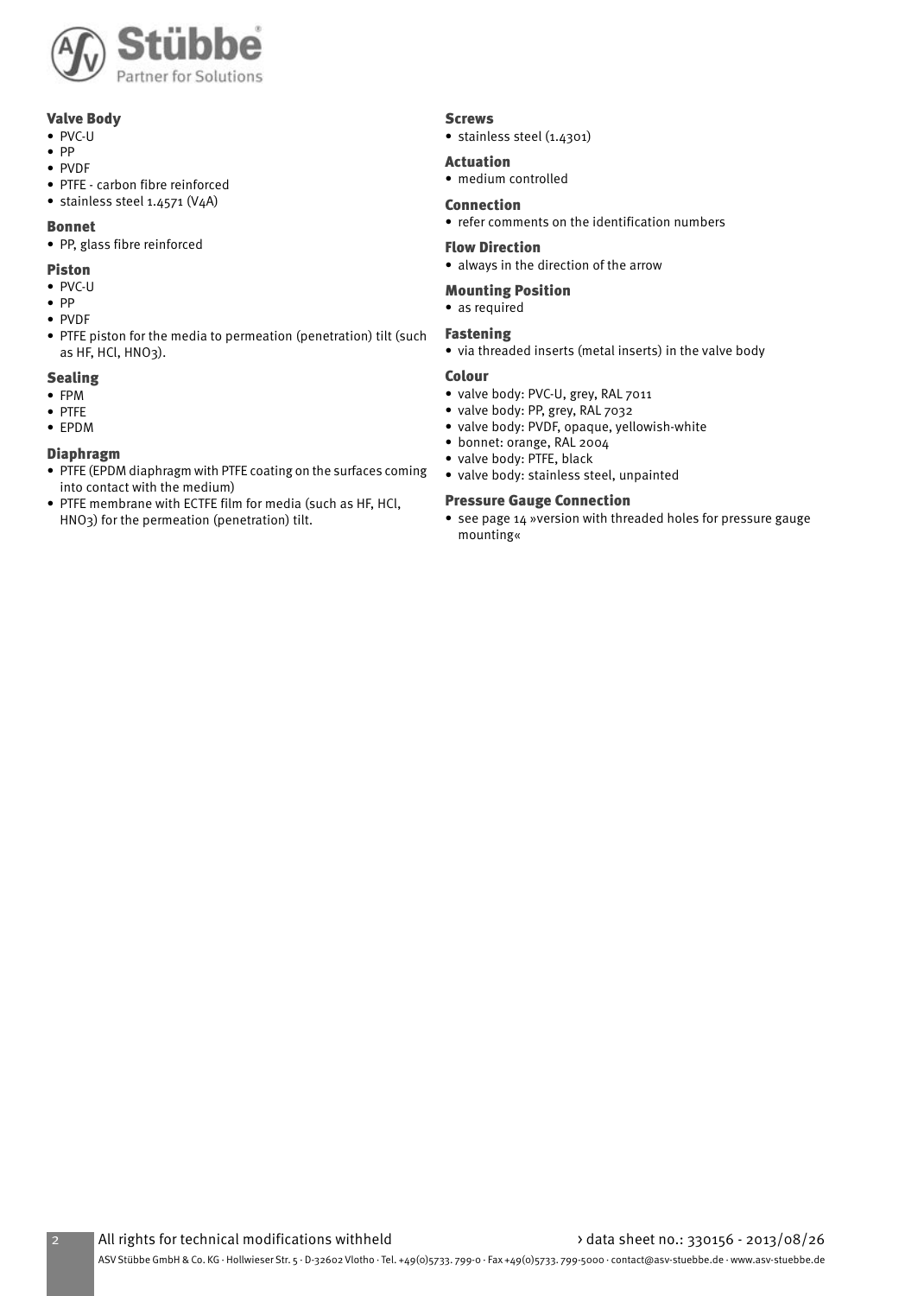## Valve Body

- PVC-U
- PP
- PVDF
- PTFE - carbon fibre reinforced
- stainless steel 1.4571 (V4A)

## Bonnet

- PP, glass fibre reinforced

## Piston

- PVC-U
- PP
- PVDF
- PTFE piston for the media to permeation (penetration) tilt (such as HF, HCl, $HNO_3$).

## Sealing

- FPM
- PTFE
- EPDM

## Diaphragm

- PTFE (EPDM diaphragm with PTFE coating on the surfaces coming into contact with the medium)
- PTFE membrane with ECTFE film for media (such as HF, HCl, $HNO_3$) for the permeation (penetration) tilt.

## Screws

- stainless steel (1.4301)

## Actuation

- medium controlled

## Connection

- refer comments on the identification numbers

## Flow Direction

- always in the direction of the arrow

## Mounting Position

- as required

## Fastening

- via threaded inserts (metal inserts) in the valve body

## Colour

- valve body: PVC-U, grey, RAL 7011
- valve body: PP, grey, RAL 7032
- valve body: PVDF, opaque, yellowish-white
- bonnet: orange, RAL 2004
- valve body: PTFE, black
- valve body: stainless steel, unpainted

## Pressure Gauge Connection

- see page 14 »version with threaded holes for pressure gauge mounting«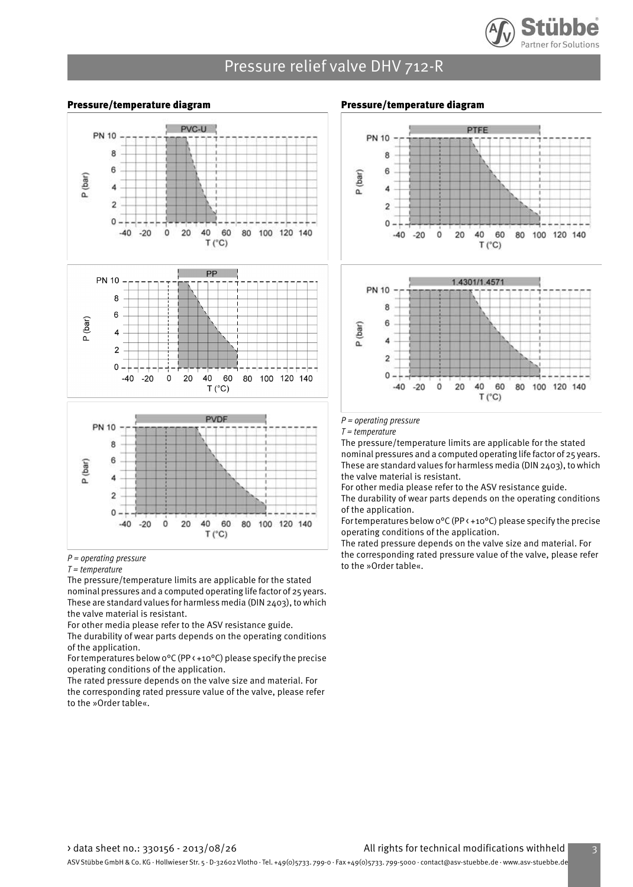## Pressure/temperature diagram

PVC-U

PP

PVDF

*P = operating pressure*
*T = temperature*

The pressure/temperature limits are applicable for the stated nominal pressures and a computed operating life factor of 25 years. These are standard values for harmless media (DIN 2403), to which the valve material is resistant.
For other media please refer to the ASV resistance guide.
The durability of wear parts depends on the operating conditions of the application.
For temperatures below 0°C (PP < +10°C) please specify the precise operating conditions of the application.
The rated pressure depends on the valve size and material. For the corresponding rated pressure value of the valve, please refer to the »Order table«.

## Pressure/temperature diagram

PTFE

1.4301/1.4571

*P = operating pressure*
*T = temperature*

The pressure/temperature limits are applicable for the stated nominal pressures and a computed operating life factor of 25 years. These are standard values for harmless media (DIN 2403), to which the valve material is resistant.
For other media please refer to the ASV resistance guide.
The durability of wear parts depends on the operating conditions of the application.
For temperatures below 0°C (PP < +10°C) please specify the precise operating conditions of the application.
The rated pressure depends on the valve size and material. For the corresponding rated pressure value of the valve, please refer to the »Order table«.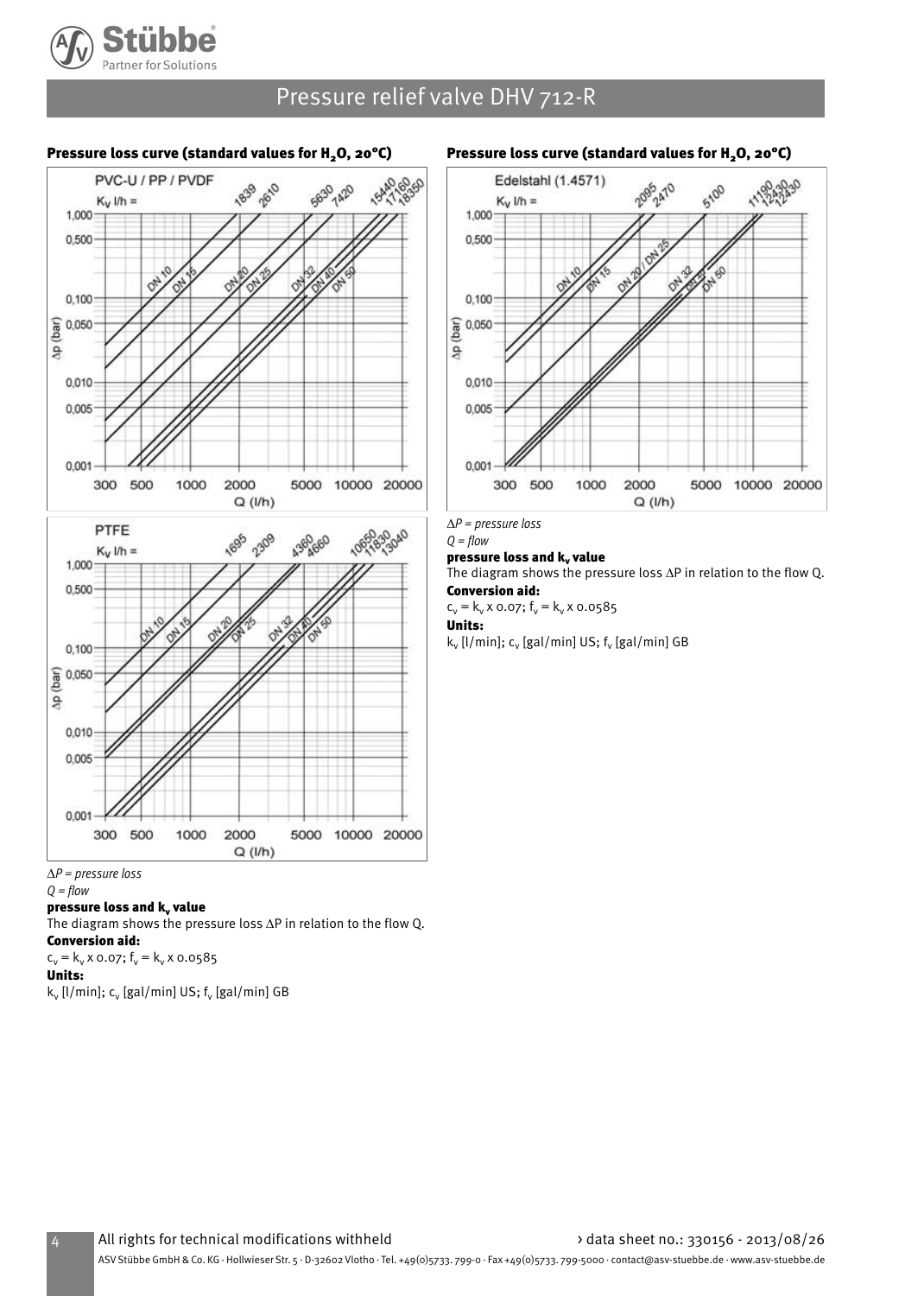# Pressure relief valve DHV 712-R

## Pressure loss curve (standard values for $H_2O$, 20°C)

PVC-U / PP / PVDF

$K_V$ l/h = 1839, 2610, 5630, 7420, 15440, 17160, 18350

DN 10, DN 15, DN 20, DN 25, DN 32, DN 40, DN 50

Δp (bar): 1,000; 0,500; 0,100; 0,050; 0,010; 0,005; 0,001

Q (l/h): 300, 500, 1000, 2000, 5000, 10000, 20000

PTFE

$K_V$ l/h = 1695, 2309, 4360, 4660, 10650, 11830, 13040

DN 10, DN 15, DN 20, DN 25, DN 32, DN 40, DN 50

Δp (bar): 1,000; 0,500; 0,100; 0,050; 0,010; 0,005; 0,001

Q (l/h): 300, 500, 1000, 2000, 5000, 10000, 20000

*ΔP = pressure loss*

*Q = flow*

**pressure loss and $k_v$ value**

The diagram shows the pressure loss ΔP in relation to the flow Q.

**Conversion aid:**

$c_v = k_v \times 0.07$; $f_v = k_v \times 0.0585$

**Units:**

$k_v$ [l/min]; $c_v$ [gal/min] US; $f_v$ [gal/min] GB

## Pressure loss curve (standard values for $H_2O$, 20°C)

Edelstahl (1.4571)

$K_V$ l/h = 2095, 2470, 5100, 11190, 12430, 12430

DN 10, DN 15, DN 20 / DN 25, DN 32, DN 40, DN 50

Δp (bar): 1,000; 0,500; 0,100; 0,050; 0,010; 0,005; 0,001

Q (l/h): 300, 500, 1000, 2000, 5000, 10000, 20000

*ΔP = pressure loss*

*Q = flow*

**pressure loss and $k_v$ value**

The diagram shows the pressure loss ΔP in relation to the flow Q.

**Conversion aid:**

$c_v = k_v \times 0.07$; $f_v = k_v \times 0.0585$

**Units:**

$k_v$ [l/min]; $c_v$ [gal/min] US; $f_v$ [gal/min] GB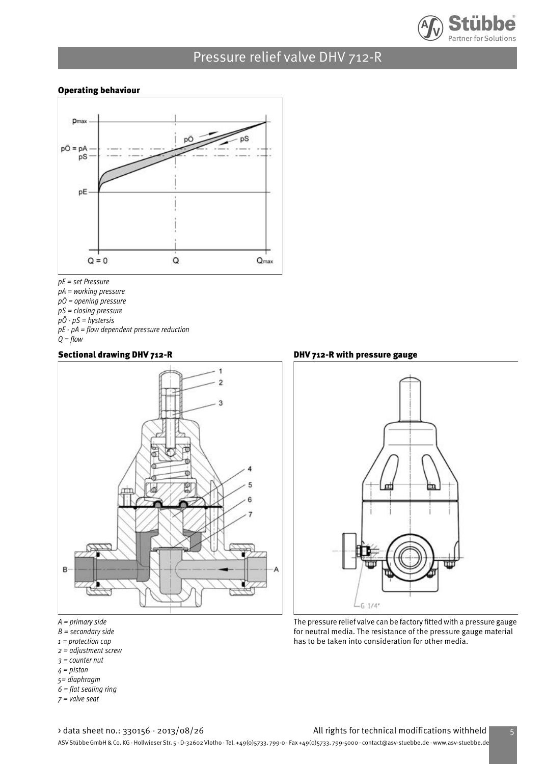# Pressure relief valve DHV 712-R

### Operating behaviour

*pE = set Pressure*
*pA = working pressure*
*pÖ = opening pressure*
*pS = closing pressure*
*pÖ - pS = hystersis*
*pE - pA = flow dependent pressure reduction*
*Q = flow*

### Sectional drawing DHV 712-R

*A = primary side*
*B = secondary side*
*1 = protection cap*
*2 = adjustment screw*
*3 = counter nut*
*4 = piston*
*5= diaphragm*
*6 = flat sealing ring*
*7 = valve seat*

### DHV 712-R with pressure gauge

The pressure relief valve can be factory fitted with a pressure gauge for neutral media. The resistance of the pressure gauge material has to be taken into consideration for other media.

› data sheet no.: 330156 - 2013/08/26

All rights for technical modifications withheld

ASV Stübbe GmbH & Co. KG · Hollwieser Str. 5 · D-32602 Vlotho · Tel. +49(0)5733. 799-0 · Fax +49(0)5733. 799-5000 · contact@asv-stuebbe.de · www.asv-stuebbe.de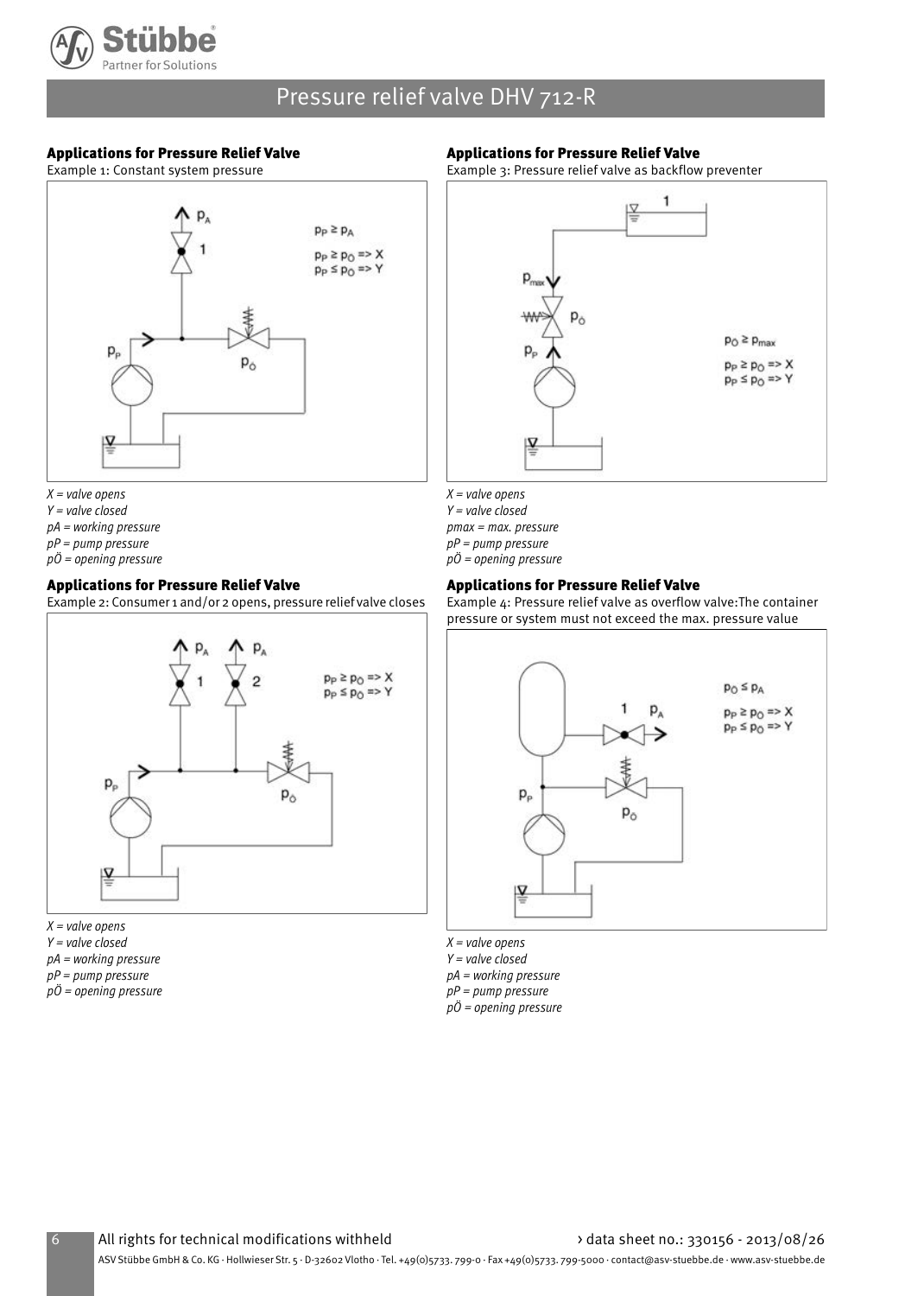## Applications for Pressure Relief Valve

Example 1: Constant system pressure

$p_P \geq p_A$

$p_P \geq p_Ö$ => X
$p_P \leq p_Ö$ => Y

*X = valve opens*
*Y = valve closed*
*pA = working pressure*
*pP = pump pressure*
*pÖ = opening pressure*

## Applications for Pressure Relief Valve

Example 2: Consumer 1 and/or 2 opens, pressure relief valve closes

$p_P \geq p_Ö$ => X
$p_P \leq p_Ö$ => Y

*X = valve opens*
*Y = valve closed*
*pA = working pressure*
*pP = pump pressure*
*pÖ = opening pressure*

## Applications for Pressure Relief Valve

Example 3: Pressure relief valve as backflow preventer

$p_Ö \geq p_{max}$

$p_P \geq p_Ö$ => X
$p_P \leq p_Ö$ => Y

*X = valve opens*
*Y = valve closed*
*pmax = max. pressure*
*pP = pump pressure*
*pÖ = opening pressure*

## Applications for Pressure Relief Valve

Example 4: Pressure relief valve as overflow valve:The container pressure or system must not exceed the max. pressure value

$p_Ö \leq p_A$

$p_P \geq p_Ö$ => X
$p_P \leq p_Ö$ => Y

*X = valve opens*
*Y = valve closed*
*pA = working pressure*
*pP = pump pressure*
*pÖ = opening pressure*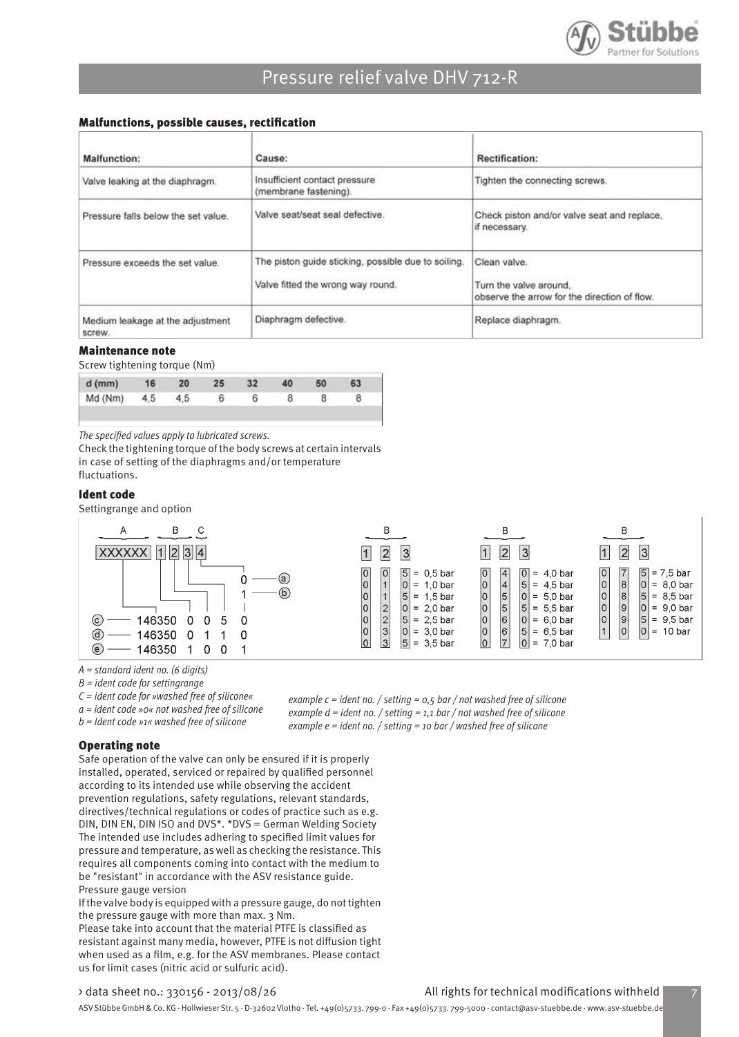## Malfunctions, possible causes, rectification

| Malfunction: | Cause: | Rectification: |
| --- | --- | --- |
| Valve leaking at the diaphragm. | Insufficient contact pressure (membrane fastening). | Tighten the connecting screws. |
| Pressure falls below the set value. | Valve seat/seat seal defective. | Check piston and/or valve seat and replace, if necessary. |
| Pressure exceeds the set value. | The piston guide sticking, possible due to soiling. | Clean valve. |
| | Valve fitted the wrong way round. | Turn the valve around, observe the arrow for the direction of flow. |
| Medium leakage at the adjustment screw. | Diaphragm defective. | Replace diaphragm. |

## Maintenance note

Screw tightening torque (Nm)

| d (mm) | 16 | 20 | 25 | 32 | 40 | 50 | 63 |
| --- | --- | --- | --- | --- | --- | --- | --- |
| Md (Nm) | 4,5 | 4,5 | 6 | 6 | 8 | 8 | 8 |

*The specified values apply to lubricated screws.*

Check the tightening torque of the body screws at certain intervals in case of setting of the diaphragms and/or temperature fluctuations.

## Ident code

Settingrange and option

| A | B | | | C |
| --- | --- | --- | --- | --- |
| XXXXXX | 1 | 2 | 3 | 4 |
| ⓒ 146350 | 0 | 0 | 5 | 0 |
| ⓓ 146350 | 0 | 1 | 1 | 0 |
| ⓔ 146350 | 1 | 0 | 0 | 1 |

C: 0 = ⓐ, 1 = ⓑ

| B 1 | B 2 | B 3 | Setting |
| --- | --- | --- | --- |
| 0 | 0 | 5 | 0,5 bar |
| 0 | 1 | 0 | 1,0 bar |
| 0 | 1 | 5 | 1,5 bar |
| 0 | 2 | 0 | 2,0 bar |
| 0 | 2 | 5 | 2,5 bar |
| 0 | 3 | 0 | 3,0 bar |
| 0 | 3 | 5 | 3,5 bar |
| 0 | 4 | 0 | 4,0 bar |
| 0 | 4 | 5 | 4,5 bar |
| 0 | 5 | 0 | 5,0 bar |
| 0 | 5 | 5 | 5,5 bar |
| 0 | 6 | 0 | 6,0 bar |
| 0 | 6 | 5 | 6,5 bar |
| 0 | 7 | 0 | 7,0 bar |
| 0 | 7 | 5 | 7,5 bar |
| 0 | 8 | 0 | 8,0 bar |
| 0 | 8 | 5 | 8,5 bar |
| 0 | 9 | 0 | 9,0 bar |
| 0 | 9 | 5 | 9,5 bar |
| 1 | 0 | 0 | 10 bar |

*A = standard ident no. (6 digits)*
*B = ident code for settingrange*
*C = ident code for »washed free of silicone«*
*a = ident code »0« not washed free of silicone*
*b = Ident code »1« washed free of silicone*

*example c = ident no. / setting = 0,5 bar / not washed free of silicone*
*example d = ident no. / setting = 1,1 bar / not washed free of silicone*
*example e = ident no. / setting = 10 bar / washed free of silicone*

## Operating note

Safe operation of the valve can only be ensured if it is properly installed, operated, serviced or repaired by qualified personnel according to its intended use while observing the accident prevention regulations, safety regulations, relevant standards, directives/technical regulations or codes of practice such as e.g. DIN, DIN EN, DIN ISO and DVS*. *DVS = German Welding Society
The intended use includes adhering to specified limit values for pressure and temperature, as well as checking the resistance. This requires all components coming into contact with the medium to be "resistant" in accordance with the ASV resistance guide.
Pressure gauge version
If the valve body is equipped with a pressure gauge, do not tighten the pressure gauge with more than max. 3 Nm.
Please take into account that the material PTFE is classified as resistant against many media, however, PTFE is not diffusion tight when used as a film, e.g. for the ASV membranes. Please contact us for limit cases (nitric acid or sulfuric acid).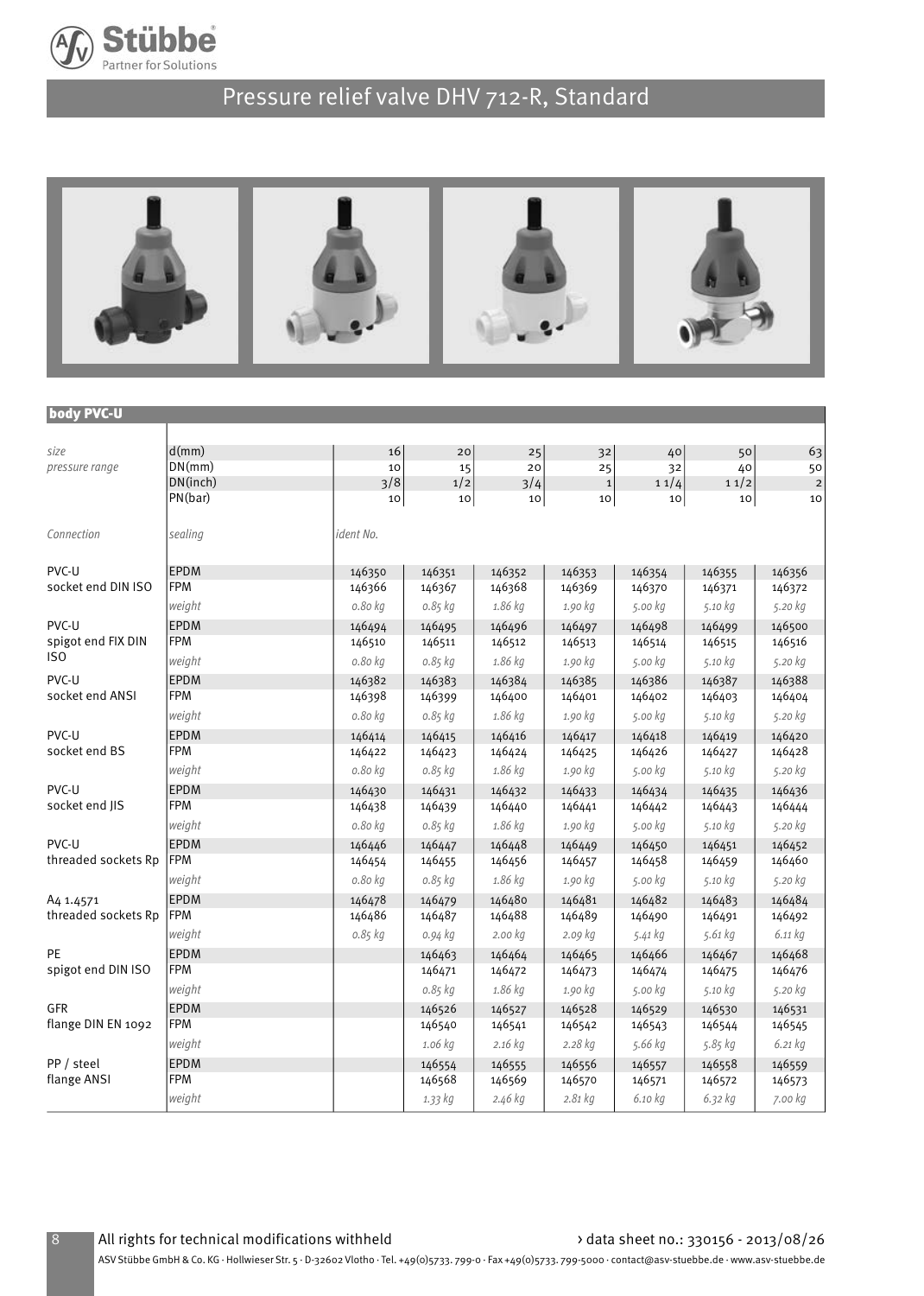# Pressure relief valve DHV 712-R, Standard

## body PVC-U

| | | | | | | | | |
|---|---|---|---|---|---|---|---|---|
| *size* | d(mm) | 16 | 20 | 25 | 32 | 40 | 50 | 63 |
| *pressure range* | DN(mm) | 10 | 15 | 20 | 25 | 32 | 40 | 50 |
| | DN(inch) | 3/8 | 1/2 | 3/4 | 1 | 1 1/4 | 1 1/2 | 2 |
| | PN(bar) | 10 | 10 | 10 | 10 | 10 | 10 | 10 |
| *Connection* | *sealing* | *ident No.* | | | | | | |
| PVC-U socket end DIN ISO | EPDM | 146350 | 146351 | 146352 | 146353 | 146354 | 146355 | 146356 |
| | FPM | 146366 | 146367 | 146368 | 146369 | 146370 | 146371 | 146372 |
| | *weight* | *0.80 kg* | *0.85 kg* | *1.86 kg* | *1.90 kg* | *5.00 kg* | *5.10 kg* | *5.20 kg* |
| PVC-U spigot end FIX DIN ISO | EPDM | 146494 | 146495 | 146496 | 146497 | 146498 | 146499 | 146500 |
| | FPM | 146510 | 146511 | 146512 | 146513 | 146514 | 146515 | 146516 |
| | *weight* | *0.80 kg* | *0.85 kg* | *1.86 kg* | *1.90 kg* | *5.00 kg* | *5.10 kg* | *5.20 kg* |
| PVC-U socket end ANSI | EPDM | 146382 | 146383 | 146384 | 146385 | 146386 | 146387 | 146388 |
| | FPM | 146398 | 146399 | 146400 | 146401 | 146402 | 146403 | 146404 |
| | *weight* | *0.80 kg* | *0.85 kg* | *1.86 kg* | *1.90 kg* | *5.00 kg* | *5.10 kg* | *5.20 kg* |
| PVC-U socket end BS | EPDM | 146414 | 146415 | 146416 | 146417 | 146418 | 146419 | 146420 |
| | FPM | 146422 | 146423 | 146424 | 146425 | 146426 | 146427 | 146428 |
| | *weight* | *0.80 kg* | *0.85 kg* | *1.86 kg* | *1.90 kg* | *5.00 kg* | *5.10 kg* | *5.20 kg* |
| PVC-U socket end JIS | EPDM | 146430 | 146431 | 146432 | 146433 | 146434 | 146435 | 146436 |
| | FPM | 146438 | 146439 | 146440 | 146441 | 146442 | 146443 | 146444 |
| | *weight* | *0.80 kg* | *0.85 kg* | *1.86 kg* | *1.90 kg* | *5.00 kg* | *5.10 kg* | *5.20 kg* |
| PVC-U threaded sockets Rp | EPDM | 146446 | 146447 | 146448 | 146449 | 146450 | 146451 | 146452 |
| | FPM | 146454 | 146455 | 146456 | 146457 | 146458 | 146459 | 146460 |
| | *weight* | *0.80 kg* | *0.85 kg* | *1.86 kg* | *1.90 kg* | *5.00 kg* | *5.10 kg* | *5.20 kg* |
| A4 1.4571 threaded sockets Rp | EPDM | 146478 | 146479 | 146480 | 146481 | 146482 | 146483 | 146484 |
| | FPM | 146486 | 146487 | 146488 | 146489 | 146490 | 146491 | 146492 |
| | *weight* | *0.85 kg* | *0.94 kg* | *2.00 kg* | *2.09 kg* | *5.41 kg* | *5.61 kg* | *6.11 kg* |
| PE spigot end DIN ISO | EPDM | | 146463 | 146464 | 146465 | 146466 | 146467 | 146468 |
| | FPM | | 146471 | 146472 | 146473 | 146474 | 146475 | 146476 |
| | *weight* | | *0.85 kg* | *1.86 kg* | *1.90 kg* | *5.00 kg* | *5.10 kg* | *5.20 kg* |
| GFR flange DIN EN 1092 | EPDM | | 146526 | 146527 | 146528 | 146529 | 146530 | 146531 |
| | FPM | | 146540 | 146541 | 146542 | 146543 | 146544 | 146545 |
| | *weight* | | *1.06 kg* | *2.16 kg* | *2.28 kg* | *5.66 kg* | *5.85 kg* | *6.21 kg* |
| PP / steel flange ANSI | EPDM | | 146554 | 146555 | 146556 | 146557 | 146558 | 146559 |
| | FPM | | 146568 | 146569 | 146570 | 146571 | 146572 | 146573 |
| | *weight* | | *1.33 kg* | *2.46 kg* | *2.81 kg* | *6.10 kg* | *6.32 kg* | *7.00 kg* |

All rights for technical modifications withheld

› data sheet no.: 330156 - 2013/08/26

ASV Stübbe GmbH & Co. KG · Hollwieser Str. 5 · D-32602 Vlotho · Tel. +49(0)5733. 799-0 · Fax +49(0)5733. 799-5000 · contact@asv-stuebbe.de · www.asv-stuebbe.de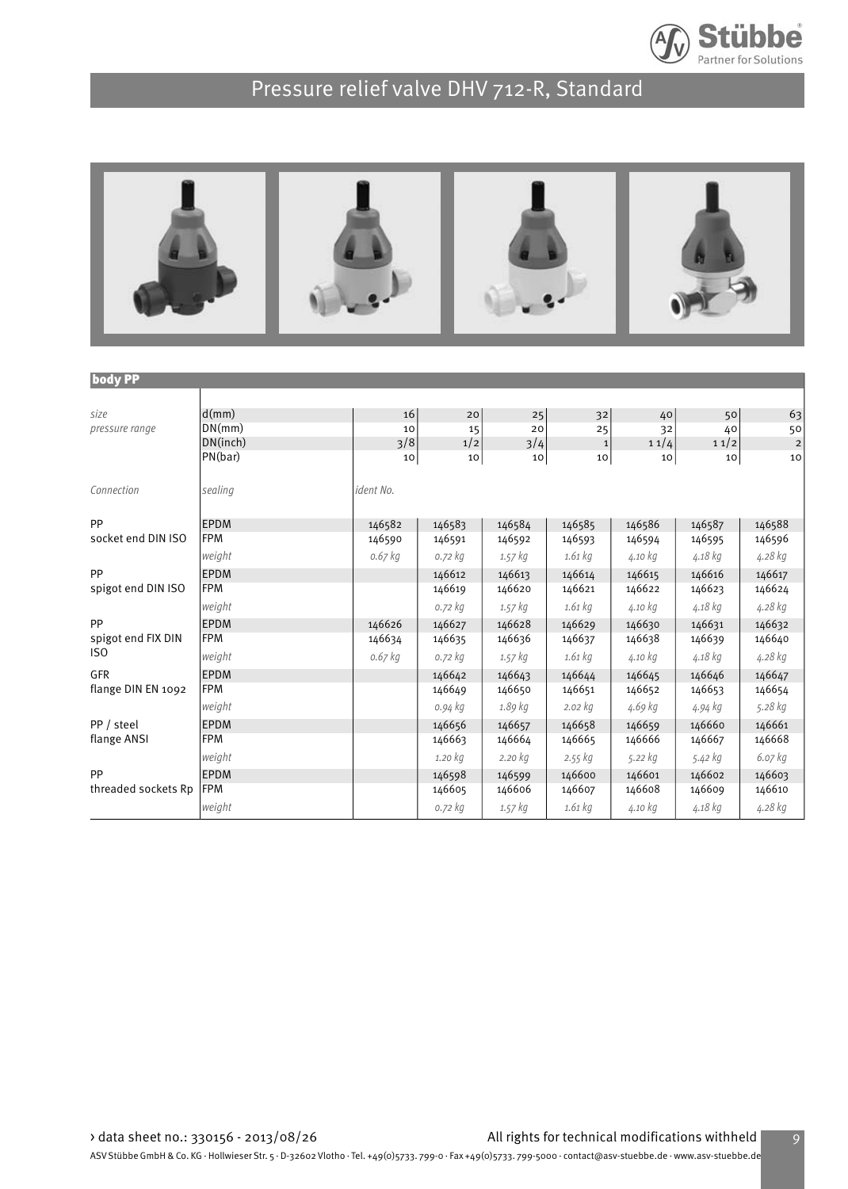# Pressure relief valve DHV 712-R, Standard

**body PP**

| | | | | | | | | |
|---|---|---|---|---|---|---|---|---|
| *size* | d(mm) | 16 | 20 | 25 | 32 | 40 | 50 | 63 |
| *pressure range* | DN(mm) | 10 | 15 | 20 | 25 | 32 | 40 | 50 |
| | DN(inch) | 3/8 | 1/2 | 3/4 | 1 | 1 1/4 | 1 1/2 | 2 |
| | PN(bar) | 10 | 10 | 10 | 10 | 10 | 10 | 10 |
| *Connection* | *sealing* | *ident No.* | | | | | | |
| PP socket end DIN ISO | EPDM | 146582 | 146583 | 146584 | 146585 | 146586 | 146587 | 146588 |
| | FPM | 146590 | 146591 | 146592 | 146593 | 146594 | 146595 | 146596 |
| | *weight* | *0.67 kg* | *0.72 kg* | *1.57 kg* | *1.61 kg* | *4.10 kg* | *4.18 kg* | *4.28 kg* |
| PP spigot end DIN ISO | EPDM | | 146612 | 146613 | 146614 | 146615 | 146616 | 146617 |
| | FPM | | 146619 | 146620 | 146621 | 146622 | 146623 | 146624 |
| | *weight* | | *0.72 kg* | *1.57 kg* | *1.61 kg* | *4.10 kg* | *4.18 kg* | *4.28 kg* |
| PP spigot end FIX DIN ISO | EPDM | 146626 | 146627 | 146628 | 146629 | 146630 | 146631 | 146632 |
| | FPM | 146634 | 146635 | 146636 | 146637 | 146638 | 146639 | 146640 |
| | *weight* | *0.67 kg* | *0.72 kg* | *1.57 kg* | *1.61 kg* | *4.10 kg* | *4.18 kg* | *4.28 kg* |
| GFR flange DIN EN 1092 | EPDM | | 146642 | 146643 | 146644 | 146645 | 146646 | 146647 |
| | FPM | | 146649 | 146650 | 146651 | 146652 | 146653 | 146654 |
| | *weight* | | *0.94 kg* | *1.89 kg* | *2.02 kg* | *4.69 kg* | *4.94 kg* | *5.28 kg* |
| PP / steel flange ANSI | EPDM | | 146656 | 146657 | 146658 | 146659 | 146660 | 146661 |
| | FPM | | 146663 | 146664 | 146665 | 146666 | 146667 | 146668 |
| | *weight* | | *1.20 kg* | *2.20 kg* | *2.55 kg* | *5.22 kg* | *5.42 kg* | *6.07 kg* |
| PP threaded sockets Rp | EPDM | | 146598 | 146599 | 146600 | 146601 | 146602 | 146603 |
| | FPM | | 146605 | 146606 | 146607 | 146608 | 146609 | 146610 |
| | *weight* | | *0.72 kg* | *1.57 kg* | *1.61 kg* | *4.10 kg* | *4.18 kg* | *4.28 kg* |

› data sheet no.: 330156 - 2013/08/26 All rights for technical modifications withheld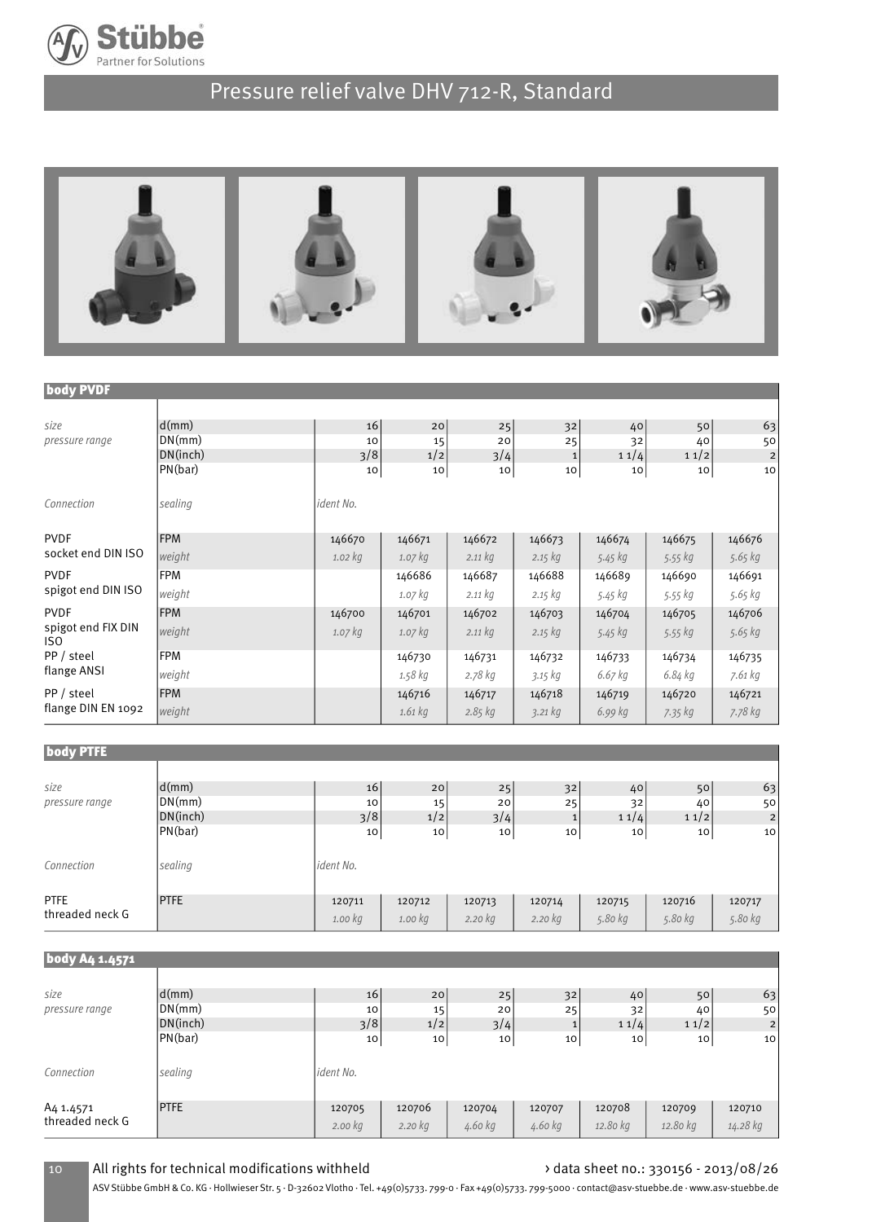# Pressure relief valve DHV 712-R, Standard

## body PVDF

| size / pressure range | | | | | | | | |
|---|---|---|---|---|---|---|---|---|
| | d(mm) | 16 | 20 | 25 | 32 | 40 | 50 | 63 |
| | DN(mm) | 10 | 15 | 20 | 25 | 32 | 40 | 50 |
| | DN(inch) | 3/8 | 1/2 | 3/4 | 1 | 1 1/4 | 1 1/2 | 2 |
| | PN(bar) | 10 | 10 | 10 | 10 | 10 | 10 | 10 |
| *Connection* | *sealing* | *ident No.* | | | | | | |
| PVDF socket end DIN ISO | FPM | 146670 | 146671 | 146672 | 146673 | 146674 | 146675 | 146676 |
| | *weight* | *1.02 kg* | *1.07 kg* | *2.11 kg* | *2.15 kg* | *5.45 kg* | *5.55 kg* | *5.65 kg* |
| PVDF spigot end DIN ISO | FPM | | 146686 | 146687 | 146688 | 146689 | 146690 | 146691 |
| | *weight* | | *1.07 kg* | *2.11 kg* | *2.15 kg* | *5.45 kg* | *5.55 kg* | *5.65 kg* |
| PVDF spigot end FIX DIN ISO | FPM | 146700 | 146701 | 146702 | 146703 | 146704 | 146705 | 146706 |
| | *weight* | *1.07 kg* | *1.07 kg* | *2.11 kg* | *2.15 kg* | *5.45 kg* | *5.55 kg* | *5.65 kg* |
| PP / steel flange ANSI | FPM | | 146730 | 146731 | 146732 | 146733 | 146734 | 146735 |
| | *weight* | | *1.58 kg* | *2.78 kg* | *3.15 kg* | *6.67 kg* | *6.84 kg* | *7.61 kg* |
| PP / steel flange DIN EN 1092 | FPM | | 146716 | 146717 | 146718 | 146719 | 146720 | 146721 |
| | *weight* | | *1.61 kg* | *2.85 kg* | *3.21 kg* | *6.99 kg* | *7.35 kg* | *7.78 kg* |

## body PTFE

| size / pressure range | | | | | | | | |
|---|---|---|---|---|---|---|---|---|
| | d(mm) | 16 | 20 | 25 | 32 | 40 | 50 | 63 |
| | DN(mm) | 10 | 15 | 20 | 25 | 32 | 40 | 50 |
| | DN(inch) | 3/8 | 1/2 | 3/4 | 1 | 1 1/4 | 1 1/2 | 2 |
| | PN(bar) | 10 | 10 | 10 | 10 | 10 | 10 | 10 |
| *Connection* | *sealing* | *ident No.* | | | | | | |
| PTFE threaded neck G | PTFE | 120711 | 120712 | 120713 | 120714 | 120715 | 120716 | 120717 |
| | | *1.00 kg* | *1.00 kg* | *2.20 kg* | *2.20 kg* | *5.80 kg* | *5.80 kg* | *5.80 kg* |

## body A4 1.4571

| size / pressure range | | | | | | | | |
|---|---|---|---|---|---|---|---|---|
| | d(mm) | 16 | 20 | 25 | 32 | 40 | 50 | 63 |
| | DN(mm) | 10 | 15 | 20 | 25 | 32 | 40 | 50 |
| | DN(inch) | 3/8 | 1/2 | 3/4 | 1 | 1 1/4 | 1 1/2 | 2 |
| | PN(bar) | 10 | 10 | 10 | 10 | 10 | 10 | 10 |
| *Connection* | *sealing* | *ident No.* | | | | | | |
| A4 1.4571 threaded neck G | PTFE | 120705 | 120706 | 120704 | 120707 | 120708 | 120709 | 120710 |
| | | *2.00 kg* | *2.20 kg* | *4.60 kg* | *4.60 kg* | *12.80 kg* | *12.80 kg* | *14.28 kg* |

All rights for technical modifications withheld

› data sheet no.: 330156 - 2013/08/26

ASV Stübbe GmbH & Co. KG · Hollwieser Str. 5 · D-32602 Vlotho · Tel. +49(0)5733. 799-0 · Fax +49(0)5733. 799-5000 · contact@asv-stuebbe.de · www.asv-stuebbe.de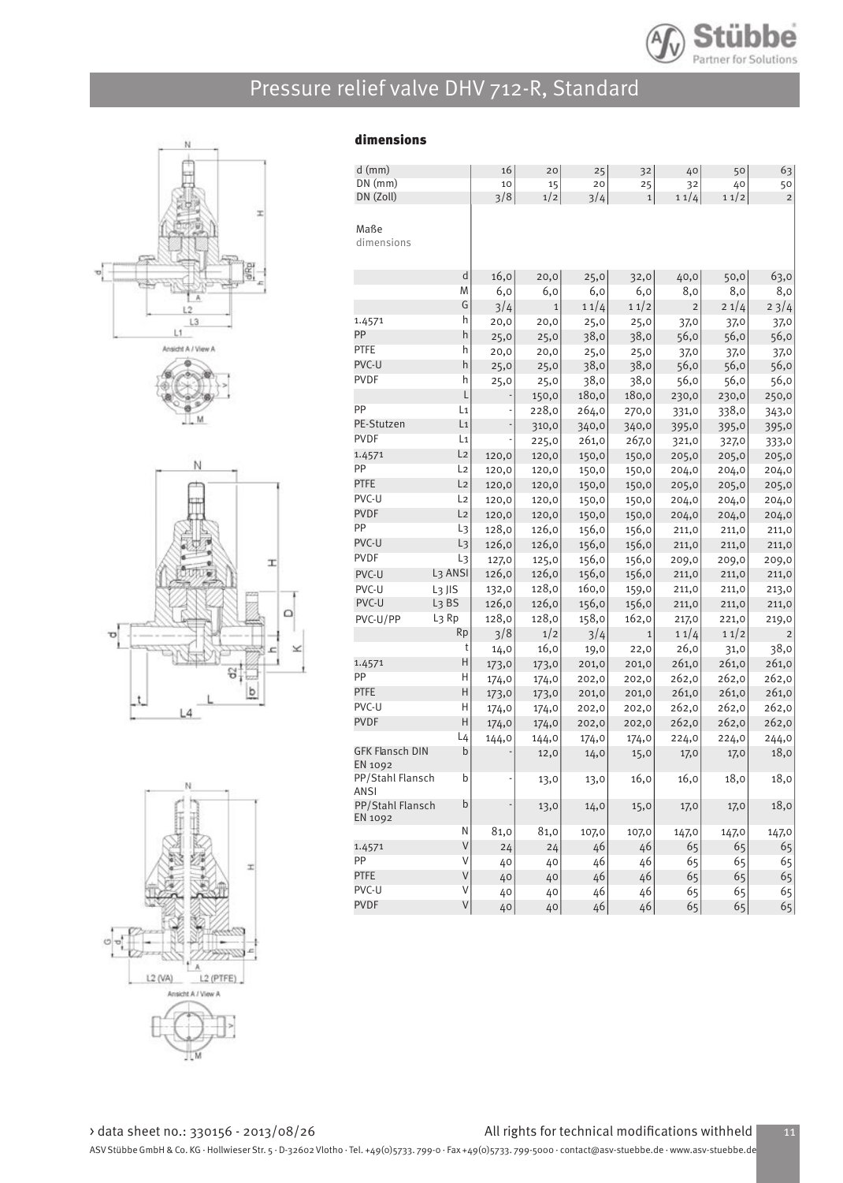# Pressure relief valve DHV 712-R, Standard

### dimensions

| d (mm) | | 16 | 20 | 25 | 32 | 40 | 50 | 63 |
|---|---|---|---|---|---|---|---|---|
| DN (mm) | | 10 | 15 | 20 | 25 | 32 | 40 | 50 |
| DN (Zoll) | | 3/8 | 1/2 | 3/4 | 1 | 1 1/4 | 1 1/2 | 2 |
| Maße dimensions | | | | | | | | |
| | d | 16,0 | 20,0 | 25,0 | 32,0 | 40,0 | 50,0 | 63,0 |
| | M | 6,0 | 6,0 | 6,0 | 6,0 | 8,0 | 8,0 | 8,0 |
| | G | 3/4 | 1 | 1 1/4 | 1 1/2 | 2 | 2 1/4 | 2 3/4 |
| 1.4571 | h | 20,0 | 20,0 | 25,0 | 25,0 | 37,0 | 37,0 | 37,0 |
| PP | h | 25,0 | 25,0 | 38,0 | 38,0 | 56,0 | 56,0 | 56,0 |
| PTFE | h | 20,0 | 20,0 | 25,0 | 25,0 | 37,0 | 37,0 | 37,0 |
| PVC-U | h | 25,0 | 25,0 | 38,0 | 38,0 | 56,0 | 56,0 | 56,0 |
| PVDF | h | 25,0 | 25,0 | 38,0 | 38,0 | 56,0 | 56,0 | 56,0 |
| | L | - | 150,0 | 180,0 | 180,0 | 230,0 | 230,0 | 250,0 |
| PP | L1 | - | 228,0 | 264,0 | 270,0 | 331,0 | 338,0 | 343,0 |
| PE-Stutzen | L1 | - | 310,0 | 340,0 | 340,0 | 395,0 | 395,0 | 395,0 |
| PVDF | L1 | - | 225,0 | 261,0 | 267,0 | 321,0 | 327,0 | 333,0 |
| 1.4571 | L2 | 120,0 | 120,0 | 150,0 | 150,0 | 205,0 | 205,0 | 205,0 |
| PP | L2 | 120,0 | 120,0 | 150,0 | 150,0 | 204,0 | 204,0 | 204,0 |
| PTFE | L2 | 120,0 | 120,0 | 150,0 | 150,0 | 205,0 | 205,0 | 205,0 |
| PVC-U | L2 | 120,0 | 120,0 | 150,0 | 150,0 | 204,0 | 204,0 | 204,0 |
| PVDF | L2 | 120,0 | 120,0 | 150,0 | 150,0 | 204,0 | 204,0 | 204,0 |
| PP | L3 | 128,0 | 126,0 | 156,0 | 156,0 | 211,0 | 211,0 | 211,0 |
| PVC-U | L3 | 126,0 | 126,0 | 156,0 | 156,0 | 211,0 | 211,0 | 211,0 |
| PVDF | L3 | 127,0 | 125,0 | 156,0 | 156,0 | 209,0 | 209,0 | 209,0 |
| PVC-U | L3 ANSI | 126,0 | 126,0 | 156,0 | 156,0 | 211,0 | 211,0 | 211,0 |
| PVC-U | L3 JIS | 132,0 | 128,0 | 160,0 | 159,0 | 211,0 | 211,0 | 213,0 |
| PVC-U | L3 BS | 126,0 | 126,0 | 156,0 | 156,0 | 211,0 | 211,0 | 211,0 |
| PVC-U/PP | L3 Rp | 128,0 | 128,0 | 158,0 | 162,0 | 217,0 | 221,0 | 219,0 |
| | Rp | 3/8 | 1/2 | 3/4 | 1 | 1 1/4 | 1 1/2 | 2 |
| | t | 14,0 | 16,0 | 19,0 | 22,0 | 26,0 | 31,0 | 38,0 |
| 1.4571 | H | 173,0 | 173,0 | 201,0 | 201,0 | 261,0 | 261,0 | 261,0 |
| PP | H | 174,0 | 174,0 | 202,0 | 202,0 | 262,0 | 262,0 | 262,0 |
| PTFE | H | 173,0 | 173,0 | 201,0 | 201,0 | 261,0 | 261,0 | 261,0 |
| PVC-U | H | 174,0 | 174,0 | 202,0 | 202,0 | 262,0 | 262,0 | 262,0 |
| PVDF | H | 174,0 | 174,0 | 202,0 | 202,0 | 262,0 | 262,0 | 262,0 |
| | L4 | 144,0 | 144,0 | 174,0 | 174,0 | 224,0 | 224,0 | 244,0 |
| GFK Flansch DIN EN 1092 | b | - | 12,0 | 14,0 | 15,0 | 17,0 | 17,0 | 18,0 |
| PP/Stahl Flansch ANSI | b | - | 13,0 | 13,0 | 16,0 | 16,0 | 18,0 | 18,0 |
| PP/Stahl Flansch EN 1092 | b | - | 13,0 | 14,0 | 15,0 | 17,0 | 17,0 | 18,0 |
| | N | 81,0 | 81,0 | 107,0 | 107,0 | 147,0 | 147,0 | 147,0 |
| 1.4571 | V | 24 | 24 | 46 | 46 | 65 | 65 | 65 |
| PP | V | 40 | 40 | 46 | 46 | 65 | 65 | 65 |
| PTFE | V | 40 | 40 | 46 | 46 | 65 | 65 | 65 |
| PVC-U | V | 40 | 40 | 46 | 46 | 65 | 65 | 65 |
| PVDF | V | 40 | 40 | 46 | 46 | 65 | 65 | 65 |

› data sheet no.: 330156 - 2013/08/26

All rights for technical modifications withheld

ASV Stübbe GmbH & Co. KG · Hollwieser Str. 5 · D-32602 Vlotho · Tel. +49(0)5733. 799-0 · Fax +49(0)5733. 799-5000 · contact@asv-stuebbe.de · www.asv-stuebbe.de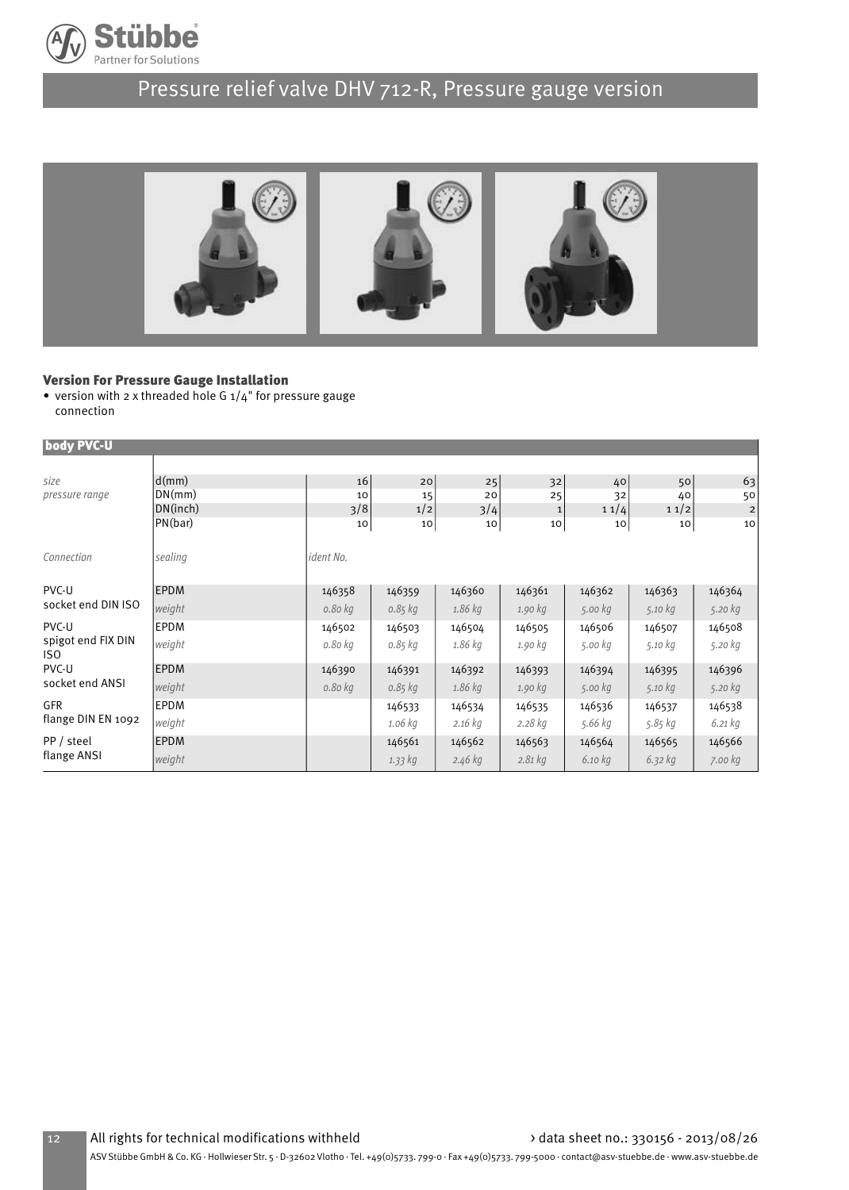# Pressure relief valve DHV 712-R, Pressure gauge version

### Version For Pressure Gauge Installation

- version with 2 x threaded hole G 1/4" for pressure gauge connection

| body PVC-U | | | | | | | | |
|---|---|---|---|---|---|---|---|---|
| *size* | d(mm) | 16 | 20 | 25 | 32 | 40 | 50 | 63 |
| *pressure range* | DN(mm) | 10 | 15 | 20 | 25 | 32 | 40 | 50 |
| | DN(inch) | 3/8 | 1/2 | 3/4 | 1 | 1 1/4 | 1 1/2 | 2 |
| | PN(bar) | 10 | 10 | 10 | 10 | 10 | 10 | 10 |
| *Connection* | *sealing* | *ident No.* | | | | | | |
| PVC-U socket end DIN ISO | EPDM | 146358 | 146359 | 146360 | 146361 | 146362 | 146363 | 146364 |
| | *weight* | *0.80 kg* | *0.85 kg* | *1.86 kg* | *1.90 kg* | *5.00 kg* | *5.10 kg* | *5.20 kg* |
| PVC-U spigot end FIX DIN ISO | EPDM | 146502 | 146503 | 146504 | 146505 | 146506 | 146507 | 146508 |
| | *weight* | *0.80 kg* | *0.85 kg* | *1.86 kg* | *1.90 kg* | *5.00 kg* | *5.10 kg* | *5.20 kg* |
| PVC-U socket end ANSI | EPDM | 146390 | 146391 | 146392 | 146393 | 146394 | 146395 | 146396 |
| | *weight* | *0.80 kg* | *0.85 kg* | *1.86 kg* | *1.90 kg* | *5.00 kg* | *5.10 kg* | *5.20 kg* |
| GFR flange DIN EN 1092 | EPDM | | 146533 | 146534 | 146535 | 146536 | 146537 | 146538 |
| | *weight* | | *1.06 kg* | *2.16 kg* | *2.28 kg* | *5.66 kg* | *5.85 kg* | *6.21 kg* |
| PP / steel flange ANSI | EPDM | | 146561 | 146562 | 146563 | 146564 | 146565 | 146566 |
| | *weight* | | *1.33 kg* | *2.46 kg* | *2.81 kg* | *6.10 kg* | *6.32 kg* | *7.00 kg* |

All rights for technical modifications withheld

› data sheet no.: 330156 - 2013/08/26

ASV Stübbe GmbH & Co. KG · Hollwieser Str. 5 · D-32602 Vlotho · Tel. +49(0)5733. 799-0 · Fax +49(0)5733. 799-5000 · contact@asv-stuebbe.de · www.asv-stuebbe.de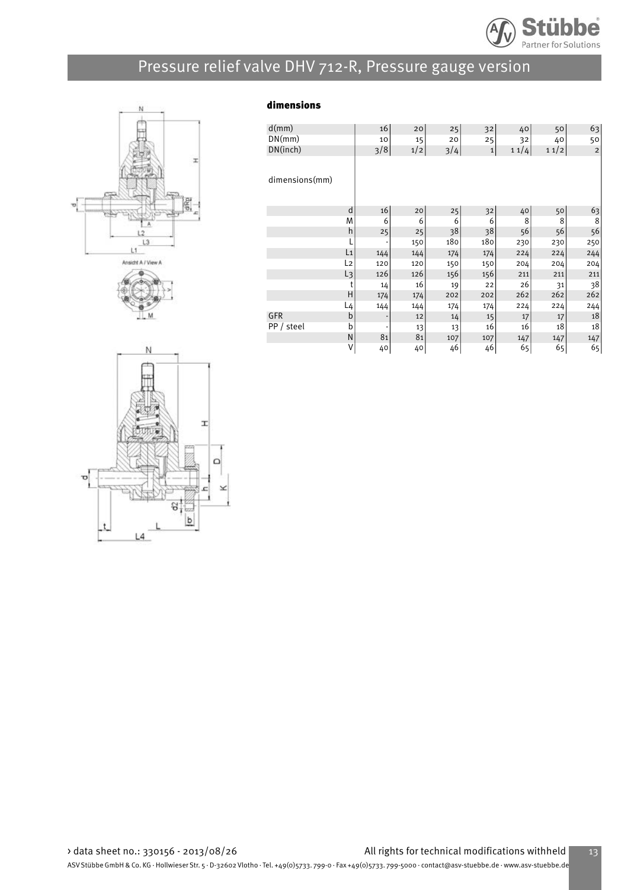# Pressure relief valve DHV 712-R, Pressure gauge version

### dimensions

| d(mm) | | 16 | 20 | 25 | 32 | 40 | 50 | 63 |
|---|---|---|---|---|---|---|---|---|
| DN(mm) | | 10 | 15 | 20 | 25 | 32 | 40 | 50 |
| DN(inch) | | 3/8 | 1/2 | 3/4 | 1 | 1 1/4 | 1 1/2 | 2 |
| dimensions(mm) | | | | | | | | |
| | d | 16 | 20 | 25 | 32 | 40 | 50 | 63 |
| | M | 6 | 6 | 6 | 6 | 8 | 8 | 8 |
| | h | 25 | 25 | 38 | 38 | 56 | 56 | 56 |
| | L | - | 150 | 180 | 180 | 230 | 230 | 250 |
| | L1 | 144 | 144 | 174 | 174 | 224 | 224 | 244 |
| | L2 | 120 | 120 | 150 | 150 | 204 | 204 | 204 |
| | L3 | 126 | 126 | 156 | 156 | 211 | 211 | 211 |
| | t | 14 | 16 | 19 | 22 | 26 | 31 | 38 |
| | H | 174 | 174 | 202 | 202 | 262 | 262 | 262 |
| | L4 | 144 | 144 | 174 | 174 | 224 | 224 | 244 |
| GFR | b | - | 12 | 14 | 15 | 17 | 17 | 18 |
| PP / steel | b | - | 13 | 13 | 16 | 16 | 18 | 18 |
| | N | 81 | 81 | 107 | 107 | 147 | 147 | 147 |
| | V | 40 | 40 | 46 | 46 | 65 | 65 | 65 |

› data sheet no.: 330156 - 2013/08/26

All rights for technical modifications withheld

ASV Stübbe GmbH & Co. KG · Hollwieser Str. 5 · D-32602 Vlotho · Tel. +49(0)5733. 799-0 · Fax +49(0)5733. 799-5000 · contact@asv-stuebbe.de · www.asv-stuebbe.de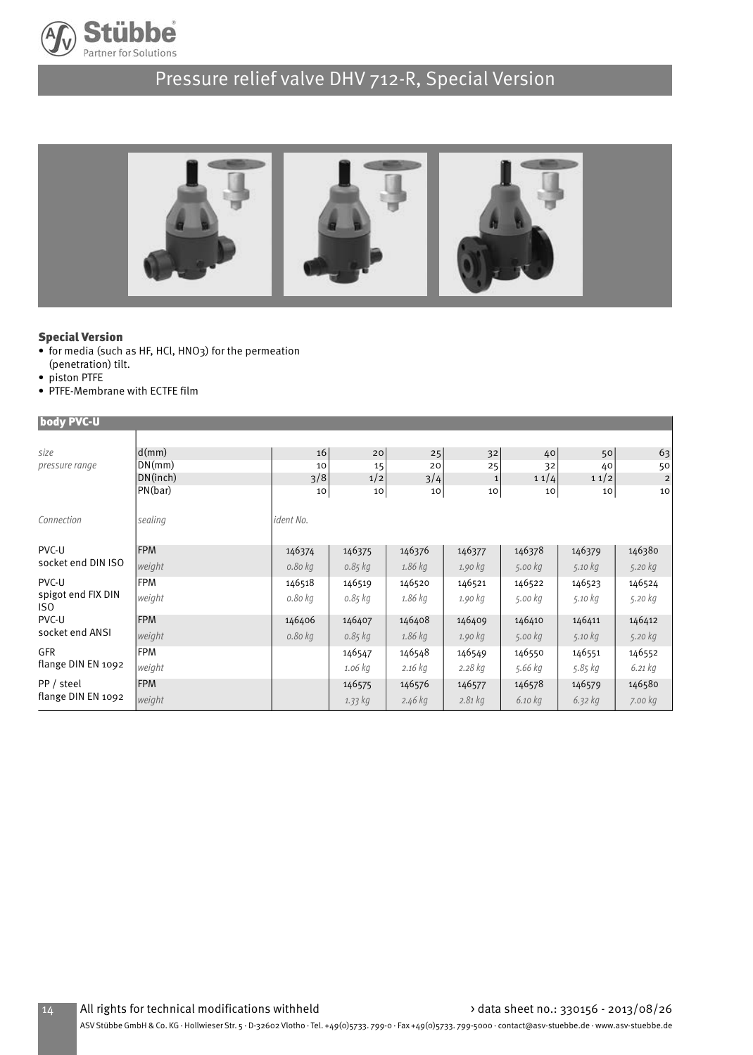# Pressure relief valve DHV 712-R, Special Version

### Special Version

- for media (such as HF, HCl, HNO3) for the permeation (penetration) tilt.
- piston PTFE
- PTFE-Membrane with ECTFE film

| body PVC-U | | | | | | | | |
|---|---|---|---|---|---|---|---|---|
| *size* | d(mm) | 16 | 20 | 25 | 32 | 40 | 50 | 63 |
| *pressure range* | DN(mm) | 10 | 15 | 20 | 25 | 32 | 40 | 50 |
| | DN(inch) | 3/8 | 1/2 | 3/4 | 1 | 1 1/4 | 1 1/2 | 2 |
| | PN(bar) | 10 | 10 | 10 | 10 | 10 | 10 | 10 |
| *Connection* | *sealing* | *ident No.* | | | | | | |
| PVC-U socket end DIN ISO | FPM | 146374 | 146375 | 146376 | 146377 | 146378 | 146379 | 146380 |
| | *weight* | *0.80 kg* | *0.85 kg* | *1.86 kg* | *1.90 kg* | *5.00 kg* | *5.10 kg* | *5.20 kg* |
| PVC-U spigot end FIX DIN ISO | FPM | 146518 | 146519 | 146520 | 146521 | 146522 | 146523 | 146524 |
| | *weight* | *0.80 kg* | *0.85 kg* | *1.86 kg* | *1.90 kg* | *5.00 kg* | *5.10 kg* | *5.20 kg* |
| PVC-U socket end ANSI | FPM | 146406 | 146407 | 146408 | 146409 | 146410 | 146411 | 146412 |
| | *weight* | *0.80 kg* | *0.85 kg* | *1.86 kg* | *1.90 kg* | *5.00 kg* | *5.10 kg* | *5.20 kg* |
| GFR flange DIN EN 1092 | FPM | | 146547 | 146548 | 146549 | 146550 | 146551 | 146552 |
| | *weight* | | *1.06 kg* | *2.16 kg* | *2.28 kg* | *5.66 kg* | *5.85 kg* | *6.21 kg* |
| PP / steel flange DIN EN 1092 | FPM | | 146575 | 146576 | 146577 | 146578 | 146579 | 146580 |
| | *weight* | | *1.33 kg* | *2.46 kg* | *2.81 kg* | *6.10 kg* | *6.32 kg* | *7.00 kg* |

All rights for technical modifications withheld › data sheet no.: 330156 - 2013/08/26

ASV Stübbe GmbH & Co. KG · Hollwieser Str. 5 · D-32602 Vlotho · Tel. +49(0)5733. 799-0 · Fax +49(0)5733. 799-5000 · contact@asv-stuebbe.de · www.asv-stuebbe.de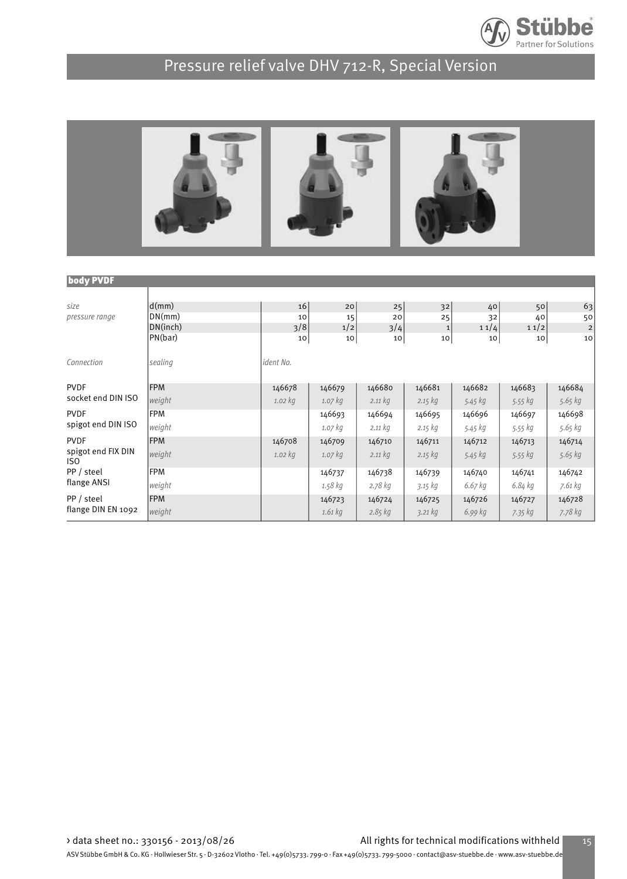# Pressure relief valve DHV 712-R, Special Version

**body PVDF**

| size | d(mm) | 16 | 20 | 25 | 32 | 40 | 50 | 63 |
|---|---|---|---|---|---|---|---|---|
| pressure range | DN(mm) | 10 | 15 | 20 | 25 | 32 | 40 | 50 |
| | DN(inch) | 3/8 | 1/2 | 3/4 | 1 | 1 1/2 | 1 1/2 | 2 |
| | PN(bar) | 10 | 10 | 10 | 10 | 10 | 10 | 10 |
| *Connection* | *sealing* | *ident No.* | | | | | | |
| PVDF socket end DIN ISO | FPM | 146678 | 146679 | 146680 | 146681 | 146682 | 146683 | 146684 |
| | *weight* | *1.02 kg* | *1.07 kg* | *2.11 kg* | *2.15 kg* | *5.45 kg* | *5.55 kg* | *5.65 kg* |
| PVDF spigot end DIN ISO | FPM | | 146693 | 146694 | 146695 | 146696 | 146697 | 146698 |
| | *weight* | | *1.07 kg* | *2.11 kg* | *2.15 kg* | *5.45 kg* | *5.55 kg* | *5.65 kg* |
| PVDF spigot end FIX DIN ISO | FPM | 146708 | 146709 | 146710 | 146711 | 146712 | 146713 | 146714 |
| | *weight* | *1.02 kg* | *1.07 kg* | *2.11 kg* | *2.15 kg* | *5.45 kg* | *5.55 kg* | *5.65 kg* |
| PP / steel flange ANSI | FPM | | 146737 | 146738 | 146739 | 146740 | 146741 | 146742 |
| | *weight* | | *1.58 kg* | *2.78 kg* | *3.15 kg* | *6.67 kg* | *6.84 kg* | *7.61 kg* |
| PP / steel flange DIN EN 1092 | FPM | | 146723 | 146724 | 146725 | 146726 | 146727 | 146728 |
| | *weight* | | *1.61 kg* | *2.85 kg* | *3.21 kg* | *6.99 kg* | *7.35 kg* | *7.78 kg* |

› data sheet no.: 330156 - 2013/08/26 All rights for technical modifications withheld

ASV Stübbe GmbH & Co. KG · Hollwieser Str. 5 · D-32602 Vlotho · Tel. +49(0)5733. 799-0 · Fax +49(0)5733. 799-5000 · contact@asv-stuebbe.de · www.asv-stuebbe.de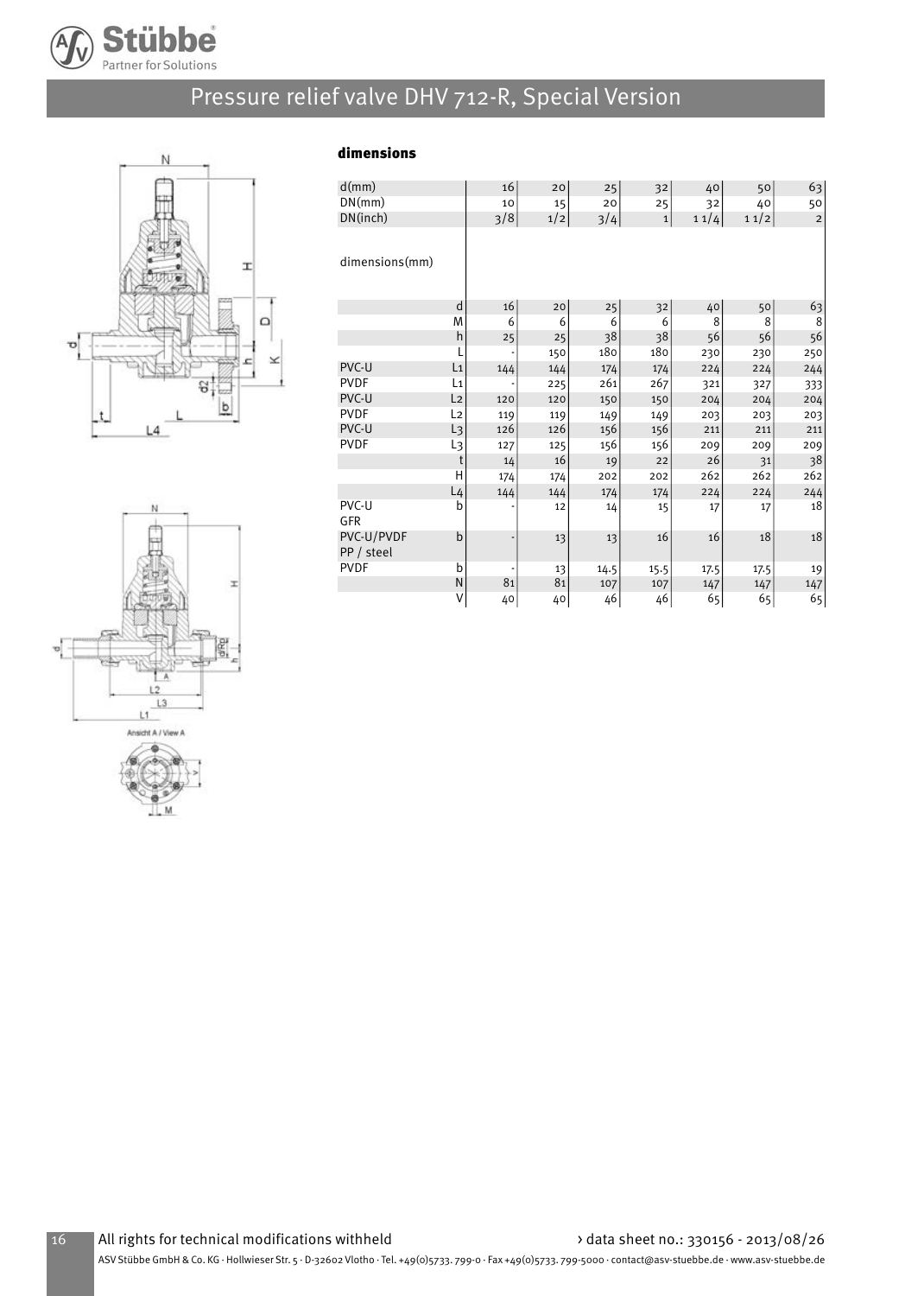# Pressure relief valve DHV 712-R, Special Version

### dimensions

| d(mm) | | 16 | 20 | 25 | 32 | 40 | 50 | 63 |
|---|---|---|---|---|---|---|---|---|
| DN(mm) | | 10 | 15 | 20 | 25 | 32 | 40 | 50 |
| DN(inch) | | 3/8 | 1/2 | 3/4 | 1 | 1 1/4 | 1 1/2 | 2 |
| dimensions(mm) | | | | | | | | |
| | d | 16 | 20 | 25 | 32 | 40 | 50 | 63 |
| | M | 6 | 6 | 6 | 6 | 8 | 8 | 8 |
| | h | 25 | 25 | 38 | 38 | 56 | 56 | 56 |
| | L | - | 150 | 180 | 180 | 230 | 230 | 250 |
| PVC-U | L1 | 144 | 144 | 174 | 174 | 224 | 224 | 244 |
| PVDF | L1 | - | 225 | 261 | 267 | 321 | 327 | 333 |
| PVC-U | L2 | 120 | 120 | 150 | 150 | 204 | 204 | 204 |
| PVDF | L2 | 119 | 119 | 149 | 149 | 203 | 203 | 203 |
| PVC-U | L3 | 126 | 126 | 156 | 156 | 211 | 211 | 211 |
| PVDF | L3 | 127 | 125 | 156 | 156 | 209 | 209 | 209 |
| | t | 14 | 16 | 19 | 22 | 26 | 31 | 38 |
| | H | 174 | 174 | 202 | 202 | 262 | 262 | 262 |
| | L4 | 144 | 144 | 174 | 174 | 224 | 224 | 244 |
| PVC-U GFR | b | - | 12 | 14 | 15 | 17 | 17 | 18 |
| PVC-U/PVDF PP / steel | b | - | 13 | 13 | 16 | 16 | 18 | 18 |
| PVDF | b | - | 13 | 14.5 | 15.5 | 17.5 | 17.5 | 19 |
| | N | 81 | 81 | 107 | 107 | 147 | 147 | 147 |
| | V | 40 | 40 | 46 | 46 | 65 | 65 | 65 |

All rights for technical modifications withheld

› data sheet no.: 330156 - 2013/08/26

ASV Stübbe GmbH & Co. KG · Hollwieser Str. 5 · D-32602 Vlotho · Tel. +49(0)5733. 799-0 · Fax +49(0)5733. 799-5000 · contact@asv-stuebbe.de · www.asv-stuebbe.de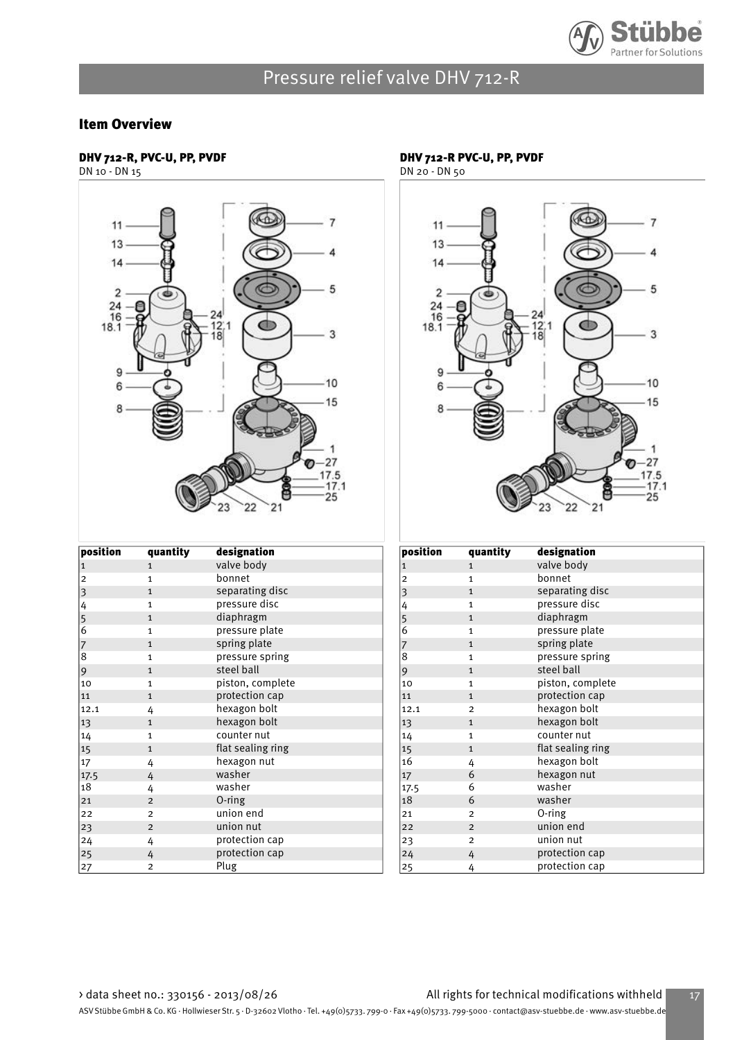## Item Overview

### DHV 712-R, PVC-U, PP, PVDF

DN 10 - DN 15

| position | quantity | designation |
|---|---|---|
| 1 | 1 | valve body |
| 2 | 1 | bonnet |
| 3 | 1 | separating disc |
| 4 | 1 | pressure disc |
| 5 | 1 | diaphragm |
| 6 | 1 | pressure plate |
| 7 | 1 | spring plate |
| 8 | 1 | pressure spring |
| 9 | 1 | steel ball |
| 10 | 1 | piston, complete |
| 11 | 1 | protection cap |
| 12.1 | 4 | hexagon bolt |
| 13 | 1 | hexagon bolt |
| 14 | 1 | counter nut |
| 15 | 1 | flat sealing ring |
| 17 | 4 | hexagon nut |
| 17.5 | 4 | washer |
| 18 | 4 | washer |
| 21 | 2 | O-ring |
| 22 | 2 | union end |
| 23 | 2 | union nut |
| 24 | 4 | protection cap |
| 25 | 4 | protection cap |
| 27 | 2 | Plug |

### DHV 712-R PVC-U, PP, PVDF

DN 20 - DN 50

| position | quantity | designation |
|---|---|---|
| 1 | 1 | valve body |
| 2 | 1 | bonnet |
| 3 | 1 | separating disc |
| 4 | 1 | pressure disc |
| 5 | 1 | diaphragm |
| 6 | 1 | pressure plate |
| 7 | 1 | spring plate |
| 8 | 1 | pressure spring |
| 9 | 1 | steel ball |
| 10 | 1 | piston, complete |
| 11 | 1 | protection cap |
| 12.1 | 2 | hexagon bolt |
| 13 | 1 | hexagon bolt |
| 14 | 1 | counter nut |
| 15 | 1 | flat sealing ring |
| 16 | 4 | hexagon bolt |
| 17 | 6 | hexagon nut |
| 17.5 | 6 | washer |
| 18 | 6 | washer |
| 21 | 2 | O-ring |
| 22 | 2 | union end |
| 23 | 2 | union nut |
| 24 | 4 | protection cap |
| 25 | 4 | protection cap |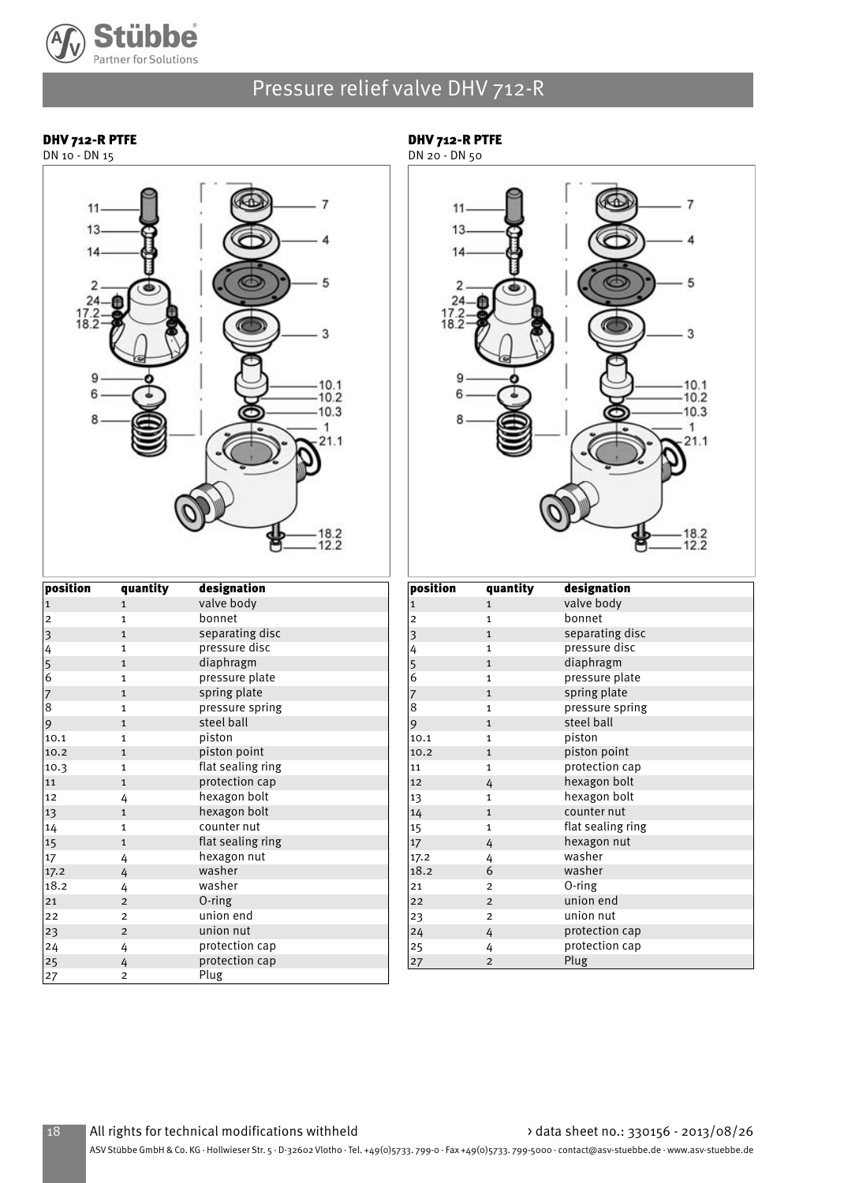## Pressure relief valve DHV 712-R

### DHV 712-R PTFE

DN 10 - DN 15

| position | quantity | designation |
|---|---|---|
| 1 | 1 | valve body |
| 2 | 1 | bonnet |
| 3 | 1 | separating disc |
| 4 | 1 | pressure disc |
| 5 | 1 | diaphragm |
| 6 | 1 | pressure plate |
| 7 | 1 | spring plate |
| 8 | 1 | pressure spring |
| 9 | 1 | steel ball |
| 10.1 | 1 | piston |
| 10.2 | 1 | piston point |
| 10.3 | 1 | flat sealing ring |
| 11 | 1 | protection cap |
| 12 | 4 | hexagon bolt |
| 13 | 1 | hexagon bolt |
| 14 | 1 | counter nut |
| 15 | 1 | flat sealing ring |
| 17 | 4 | hexagon nut |
| 17.2 | 4 | washer |
| 18.2 | 4 | washer |
| 21 | 2 | O-ring |
| 22 | 2 | union end |
| 23 | 2 | union nut |
| 24 | 4 | protection cap |
| 25 | 4 | protection cap |
| 27 | 2 | Plug |

### DHV 712-R PTFE

DN 20 - DN 50

| position | quantity | designation |
|---|---|---|
| 1 | 1 | valve body |
| 2 | 1 | bonnet |
| 3 | 1 | separating disc |
| 4 | 1 | pressure disc |
| 5 | 1 | diaphragm |
| 6 | 1 | pressure plate |
| 7 | 1 | spring plate |
| 8 | 1 | pressure spring |
| 9 | 1 | steel ball |
| 10.1 | 1 | piston |
| 10.2 | 1 | piston point |
| 11 | 1 | protection cap |
| 12 | 4 | hexagon bolt |
| 13 | 1 | hexagon bolt |
| 14 | 1 | counter nut |
| 15 | 1 | flat sealing ring |
| 17 | 4 | hexagon nut |
| 17.2 | 4 | washer |
| 18.2 | 6 | washer |
| 21 | 2 | O-ring |
| 22 | 2 | union end |
| 23 | 2 | union nut |
| 24 | 4 | protection cap |
| 25 | 4 | protection cap |
| 27 | 2 | Plug |

All rights for technical modifications withheld

› data sheet no.: 330156 - 2013/08/26

ASV Stübbe GmbH & Co. KG · Hollwieser Str. 5 · D-32602 Vlotho · Tel. +49(0)5733. 799-0 · Fax +49(0)5733. 799-5000 · contact@asv-stuebbe.de · www.asv-stuebbe.de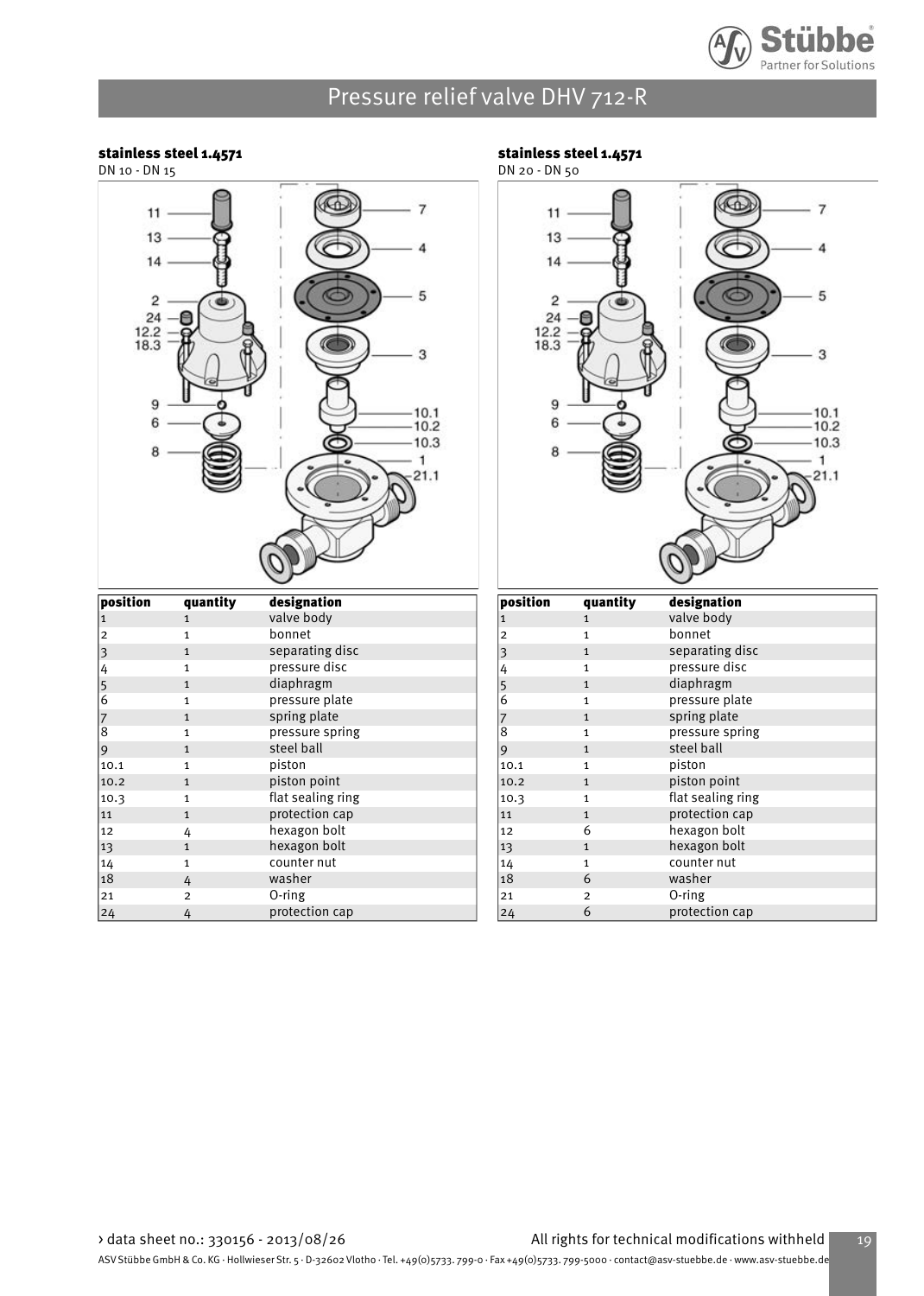# Pressure relief valve DHV 712-R

## stainless steel 1.4571

DN 10 - DN 15

| position | quantity | designation |
|---|---|---|
| 1 | 1 | valve body |
| 2 | 1 | bonnet |
| 3 | 1 | separating disc |
| 4 | 1 | pressure disc |
| 5 | 1 | diaphragm |
| 6 | 1 | pressure plate |
| 7 | 1 | spring plate |
| 8 | 1 | pressure spring |
| 9 | 1 | steel ball |
| 10.1 | 1 | piston |
| 10.2 | 1 | piston point |
| 10.3 | 1 | flat sealing ring |
| 11 | 1 | protection cap |
| 12 | 4 | hexagon bolt |
| 13 | 1 | hexagon bolt |
| 14 | 1 | counter nut |
| 18 | 4 | washer |
| 21 | 2 | O-ring |
| 24 | 4 | protection cap |

## stainless steel 1.4571

DN 20 - DN 50

| position | quantity | designation |
|---|---|---|
| 1 | 1 | valve body |
| 2 | 1 | bonnet |
| 3 | 1 | separating disc |
| 4 | 1 | pressure disc |
| 5 | 1 | diaphragm |
| 6 | 1 | pressure plate |
| 7 | 1 | spring plate |
| 8 | 1 | pressure spring |
| 9 | 1 | steel ball |
| 10.1 | 1 | piston |
| 10.2 | 1 | piston point |
| 10.3 | 1 | flat sealing ring |
| 11 | 1 | protection cap |
| 12 | 6 | hexagon bolt |
| 13 | 1 | hexagon bolt |
| 14 | 1 | counter nut |
| 18 | 6 | washer |
| 21 | 2 | O-ring |
| 24 | 6 | protection cap |

› data sheet no.: 330156 - 2013/08/26

All rights for technical modifications withheld

ASV Stübbe GmbH & Co. KG · Hollwieser Str. 5 · D-32602 Vlotho · Tel. +49(0)5733. 799-0 · Fax +49(0)5733. 799-5000 · contact@asv-stuebbe.de · www.asv-stuebbe.de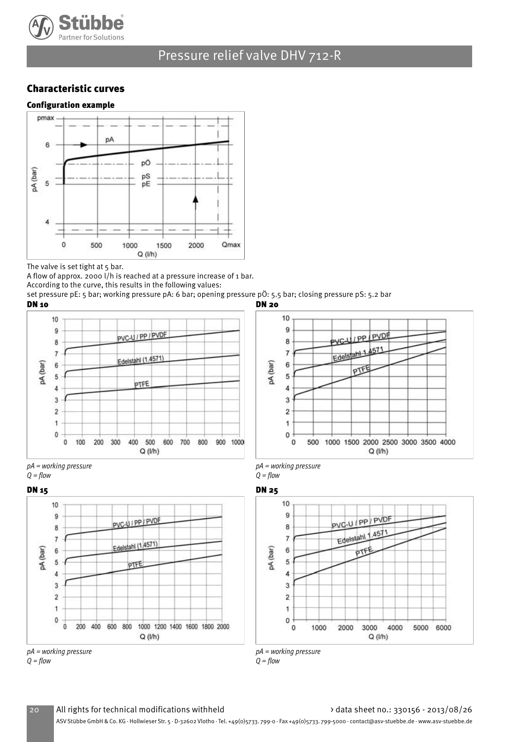## Characteristic curves

### Configuration example

The valve is set tight at 5 bar.
A flow of approx. 2000 l/h is reached at a pressure increase of 1 bar.
According to the curve, this results in the following values:
set pressure pE: 5 bar; working pressure pA: 6 bar; opening pressure pÖ: 5.5 bar; closing pressure pS: 5.2 bar

### DN 10

*pA = working pressure*
*Q = flow*

### DN 20

*pA = working pressure*
*Q = flow*

### DN 15

*pA = working pressure*
*Q = flow*

### DN 25

*pA = working pressure*
*Q = flow*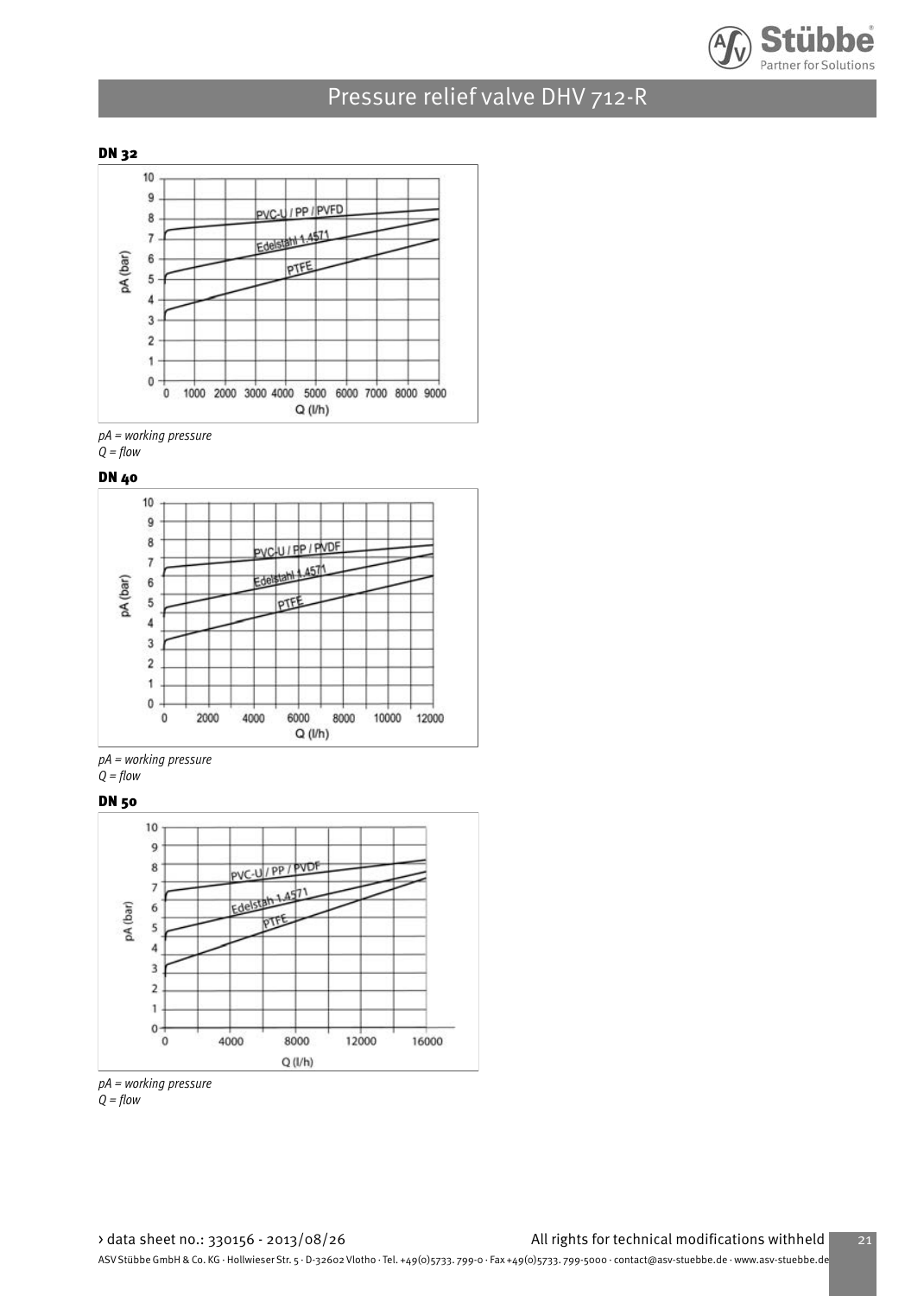## DN 32

pA = working pressure
Q = flow

## DN 40

pA = working pressure
Q = flow

## DN 50

pA = working pressure
Q = flow